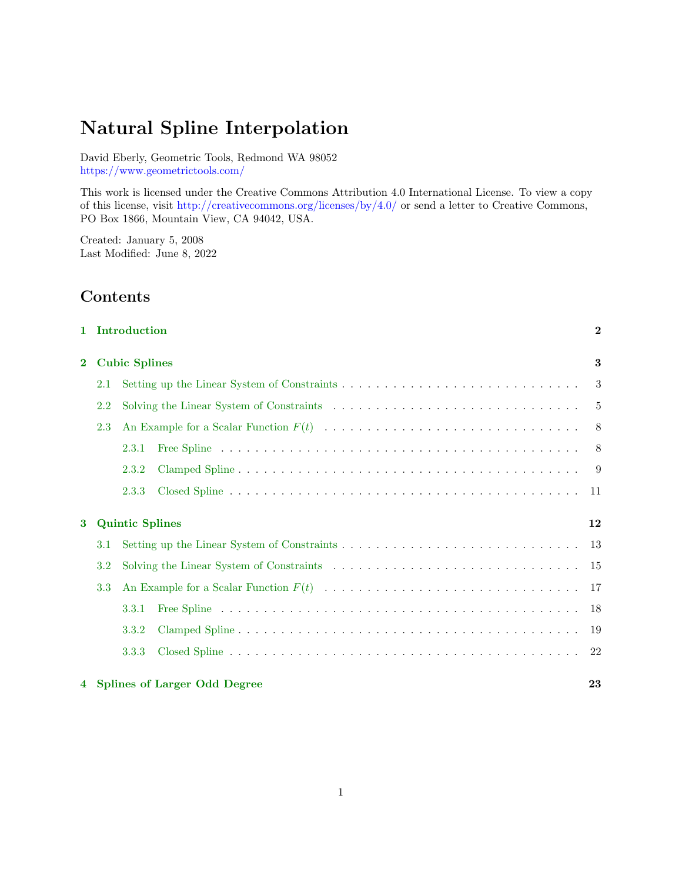# Natural Spline Interpolation

David Eberly, Geometric Tools, Redmond WA 98052
https://www.geometrictools.com/

This work is licensed under the Creative Commons Attribution 4.0 International License. To view a copy of this license, visit http://creativecommons.org/licenses/by/4.0/ or send a letter to Creative Commons, PO Box 1866, Mountain View, CA 94042, USA.

Created: January 5, 2008
Last Modified: June 8, 2022

## Contents

**1 Introduction** . . . 2

**2 Cubic Splines** . . . 3

- 2.1 Setting up the Linear System of Constraints . . . 3
- 2.2 Solving the Linear System of Constraints . . . 5
- 2.3 An Example for a Scalar Function $F(t)$ . . . 8
  - 2.3.1 Free Spline . . . 8
  - 2.3.2 Clamped Spline . . . 9
  - 2.3.3 Closed Spline . . . 11

**3 Quintic Splines** . . . 12

- 3.1 Setting up the Linear System of Constraints . . . 13
- 3.2 Solving the Linear System of Constraints . . . 15
- 3.3 An Example for a Scalar Function $F(t)$ . . . 17
  - 3.3.1 Free Spline . . . 18
  - 3.3.2 Clamped Spline . . . 19
  - 3.3.3 Closed Spline . . . 22

**4 Splines of Larger Odd Degree** . . . 23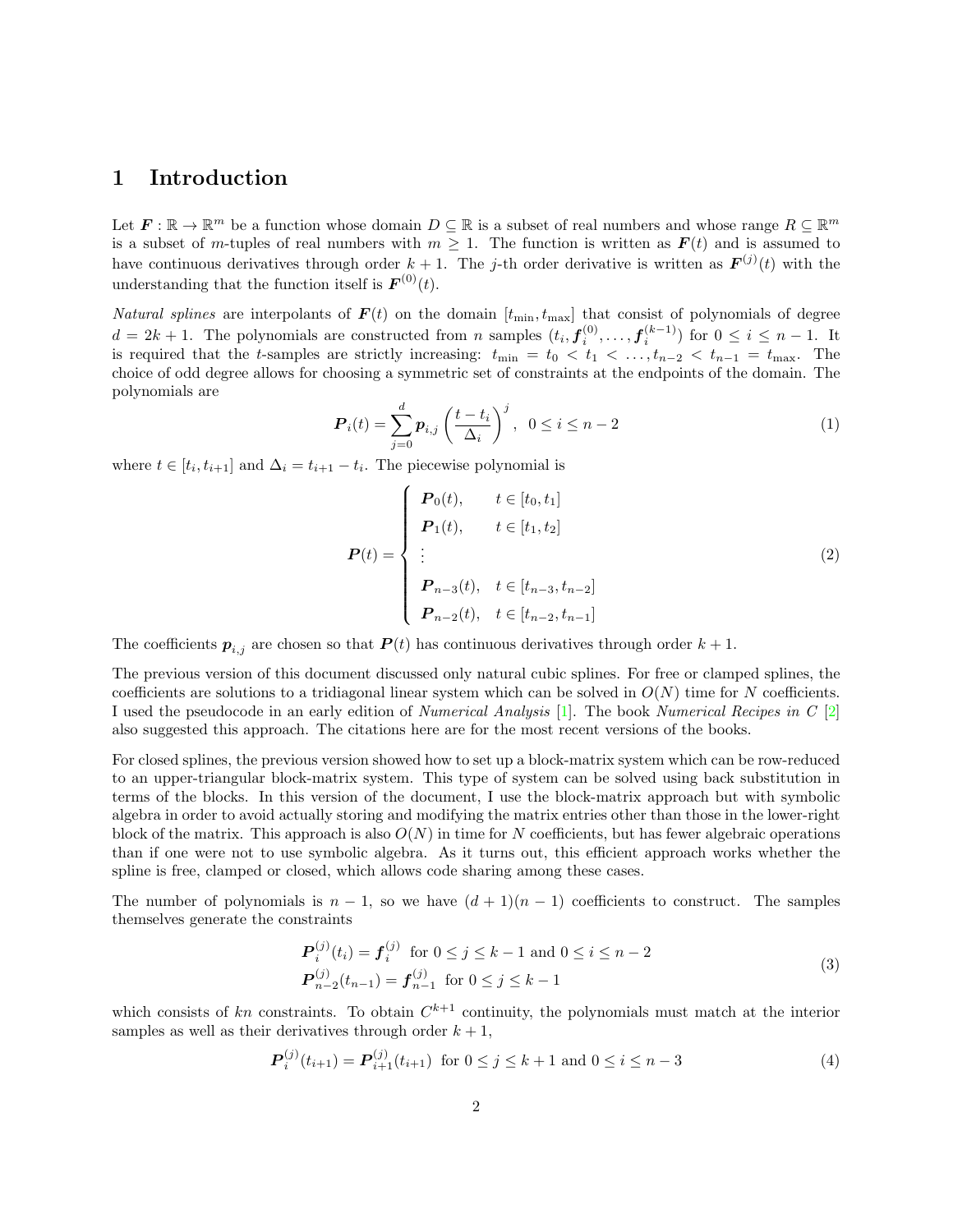# 1 Introduction

Let $\boldsymbol{F} : \mathbb{R} \to \mathbb{R}^m$ be a function whose domain $D \subseteq \mathbb{R}$ is a subset of real numbers and whose range $R \subseteq \mathbb{R}^m$ is a subset of $m$-tuples of real numbers with $m \geq 1$. The function is written as $\boldsymbol{F}(t)$ and is assumed to have continuous derivatives through order $k+1$. The $j$-th order derivative is written as $\boldsymbol{F}^{(j)}(t)$ with the understanding that the function itself is $\boldsymbol{F}^{(0)}(t)$.

*Natural splines* are interpolants of $\boldsymbol{F}(t)$ on the domain $[t_{\min}, t_{\max}]$ that consist of polynomials of degree $d = 2k+1$. The polynomials are constructed from $n$ samples $(t_i, \boldsymbol{f}_i^{(0)}, \ldots, \boldsymbol{f}_i^{(k-1)})$ for $0 \leq i \leq n-1$. It is required that the $t$-samples are strictly increasing: $t_{\min} = t_0 < t_1 < \ldots, t_{n-2} < t_{n-1} = t_{\max}$. The choice of odd degree allows for choosing a symmetric set of constraints at the endpoints of the domain. The polynomials are

$$
\boldsymbol{P}_i(t) = \sum_{j=0}^{d} \boldsymbol{p}_{i,j} \left( \frac{t - t_i}{\Delta_i} \right)^j, \quad 0 \leq i \leq n-2 \tag{1}
$$

where $t \in [t_i, t_{i+1}]$ and $\Delta_i = t_{i+1} - t_i$. The piecewise polynomial is

$$
\boldsymbol{P}(t) = \begin{cases} \boldsymbol{P}_0(t), & t \in [t_0, t_1] \\ \boldsymbol{P}_1(t), & t \in [t_1, t_2] \\ \vdots & \\ \boldsymbol{P}_{n-3}(t), & t \in [t_{n-3}, t_{n-2}] \\ \boldsymbol{P}_{n-2}(t), & t \in [t_{n-2}, t_{n-1}] \end{cases} \tag{2}
$$

The coefficients $\boldsymbol{p}_{i,j}$ are chosen so that $\boldsymbol{P}(t)$ has continuous derivatives through order $k+1$.

The previous version of this document discussed only natural cubic splines. For free or clamped splines, the coefficients are solutions to a tridiagonal linear system which can be solved in $O(N)$ time for $N$ coefficients. I used the pseudocode in an early edition of *Numerical Analysis* [1]. The book *Numerical Recipes in C* [2] also suggested this approach. The citations here are for the most recent versions of the books.

For closed splines, the previous version showed how to set up a block-matrix system which can be row-reduced to an upper-triangular block-matrix system. This type of system can be solved using back substitution in terms of the blocks. In this version of the document, I use the block-matrix approach but with symbolic algebra in order to avoid actually storing and modifying the matrix entries other than those in the lower-right block of the matrix. This approach is also $O(N)$ in time for $N$ coefficients, but has fewer algebraic operations than if one were not to use symbolic algebra. As it turns out, this efficient approach works whether the spline is free, clamped or closed, which allows code sharing among these cases.

The number of polynomials is $n-1$, so we have $(d+1)(n-1)$ coefficients to construct. The samples themselves generate the constraints

$$
\begin{aligned}
&\boldsymbol{P}_i^{(j)}(t_i) = \boldsymbol{f}_i^{(j)} \ \text{ for } 0 \leq j \leq k-1 \text{ and } 0 \leq i \leq n-2 \\
&\boldsymbol{P}_{n-2}^{(j)}(t_{n-1}) = \boldsymbol{f}_{n-1}^{(j)} \ \text{ for } 0 \leq j \leq k-1
\end{aligned} \tag{3}
$$

which consists of $kn$ constraints. To obtain $C^{k+1}$ continuity, the polynomials must match at the interior samples as well as their derivatives through order $k+1$,

$$
\boldsymbol{P}_i^{(j)}(t_{i+1}) = \boldsymbol{P}_{i+1}^{(j)}(t_{i+1}) \ \text{ for } 0 \leq j \leq k+1 \text{ and } 0 \leq i \leq n-3 \tag{4}
$$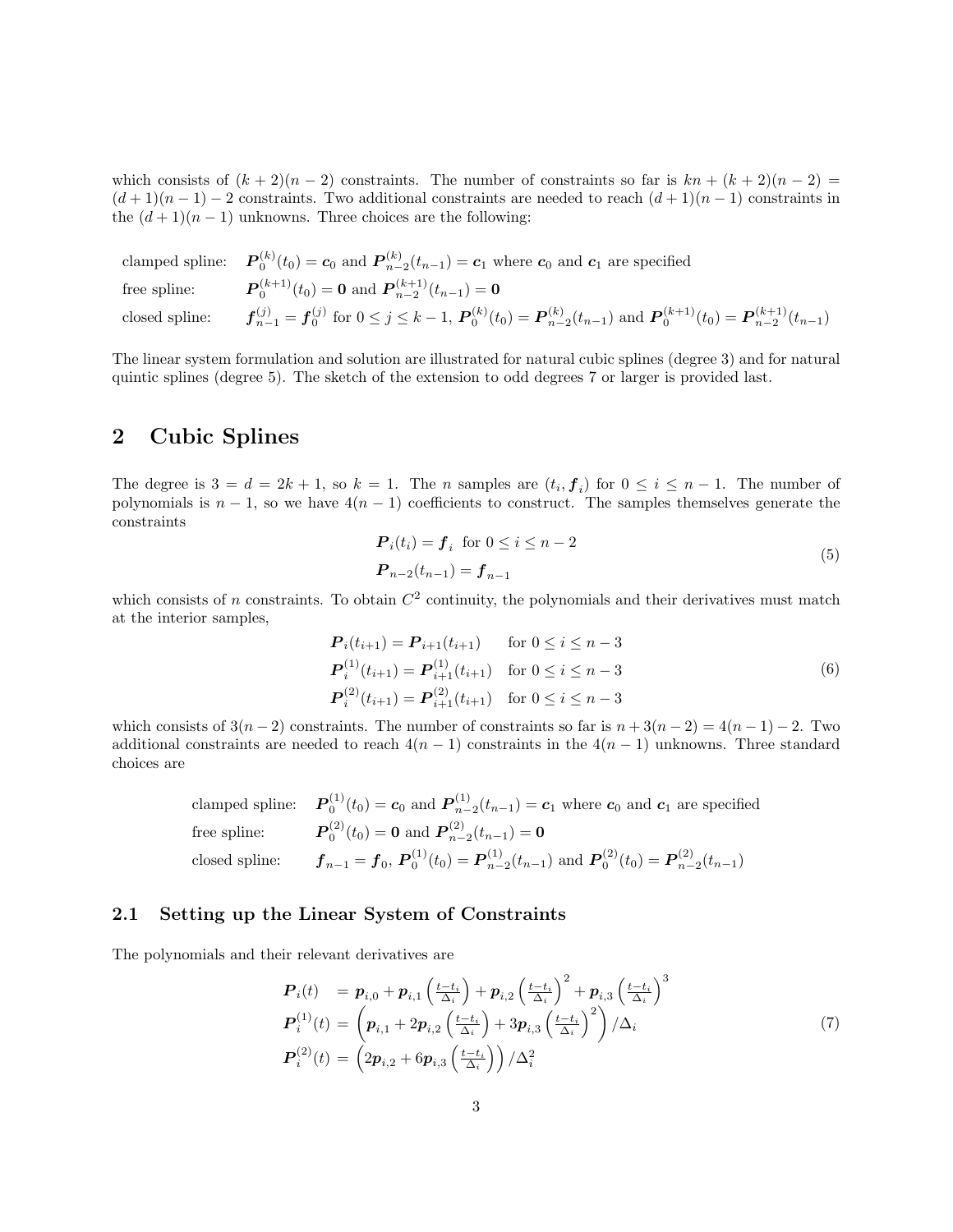which consists of $(k+2)(n-2)$ constraints. The number of constraints so far is $kn + (k+2)(n-2) = (d+1)(n-1) - 2$ constraints. Two additional constraints are needed to reach $(d+1)(n-1)$ constraints in the $(d+1)(n-1)$ unknowns. Three choices are the following:

clamped spline: $\boldsymbol{P}_0^{(k)}(t_0) = \boldsymbol{c}_0$ and $\boldsymbol{P}_{n-2}^{(k)}(t_{n-1}) = \boldsymbol{c}_1$ where $\boldsymbol{c}_0$ and $\boldsymbol{c}_1$ are specified

free spline: $\boldsymbol{P}_0^{(k+1)}(t_0) = \boldsymbol{0}$ and $\boldsymbol{P}_{n-2}^{(k+1)}(t_{n-1}) = \boldsymbol{0}$

closed spline: $\boldsymbol{f}_{n-1}^{(j)} = \boldsymbol{f}_0^{(j)}$ for $0 \le j \le k-1$, $\boldsymbol{P}_0^{(k)}(t_0) = \boldsymbol{P}_{n-2}^{(k)}(t_{n-1})$ and $\boldsymbol{P}_0^{(k+1)}(t_0) = \boldsymbol{P}_{n-2}^{(k+1)}(t_{n-1})$

The linear system formulation and solution are illustrated for natural cubic splines (degree 3) and for natural quintic splines (degree 5). The sketch of the extension to odd degrees 7 or larger is provided last.

## 2 Cubic Splines

The degree is $3 = d = 2k+1$, so $k = 1$. The $n$ samples are $(t_i, \boldsymbol{f}_i)$ for $0 \le i \le n-1$. The number of polynomials is $n-1$, so we have $4(n-1)$ coefficients to construct. The samples themselves generate the constraints

$$
\begin{aligned}
&\boldsymbol{P}_i(t_i) = \boldsymbol{f}_i \;\text{ for } 0 \le i \le n-2 \\
&\boldsymbol{P}_{n-2}(t_{n-1}) = \boldsymbol{f}_{n-1}
\end{aligned}
\tag{5}
$$

which consists of $n$ constraints. To obtain $C^2$ continuity, the polynomials and their derivatives must match at the interior samples,

$$
\begin{aligned}
\boldsymbol{P}_i(t_{i+1}) &= \boldsymbol{P}_{i+1}(t_{i+1}) && \text{for } 0 \le i \le n-3 \\
\boldsymbol{P}_i^{(1)}(t_{i+1}) &= \boldsymbol{P}_{i+1}^{(1)}(t_{i+1}) && \text{for } 0 \le i \le n-3 \\
\boldsymbol{P}_i^{(2)}(t_{i+1}) &= \boldsymbol{P}_{i+1}^{(2)}(t_{i+1}) && \text{for } 0 \le i \le n-3
\end{aligned}
\tag{6}
$$

which consists of $3(n-2)$ constraints. The number of constraints so far is $n + 3(n-2) = 4(n-1) - 2$. Two additional constraints are needed to reach $4(n-1)$ constraints in the $4(n-1)$ unknowns. Three standard choices are

clamped spline: $\boldsymbol{P}_0^{(1)}(t_0) = \boldsymbol{c}_0$ and $\boldsymbol{P}_{n-2}^{(1)}(t_{n-1}) = \boldsymbol{c}_1$ where $\boldsymbol{c}_0$ and $\boldsymbol{c}_1$ are specified

free spline: $\boldsymbol{P}_0^{(2)}(t_0) = \boldsymbol{0}$ and $\boldsymbol{P}_{n-2}^{(2)}(t_{n-1}) = \boldsymbol{0}$

closed spline: $\boldsymbol{f}_{n-1} = \boldsymbol{f}_0$, $\boldsymbol{P}_0^{(1)}(t_0) = \boldsymbol{P}_{n-2}^{(1)}(t_{n-1})$ and $\boldsymbol{P}_0^{(2)}(t_0) = \boldsymbol{P}_{n-2}^{(2)}(t_{n-1})$

### 2.1 Setting up the Linear System of Constraints

The polynomials and their relevant derivatives are

$$
\begin{aligned}
\boldsymbol{P}_i(t) &= \boldsymbol{p}_{i,0} + \boldsymbol{p}_{i,1}\left(\tfrac{t-t_i}{\Delta_i}\right) + \boldsymbol{p}_{i,2}\left(\tfrac{t-t_i}{\Delta_i}\right)^2 + \boldsymbol{p}_{i,3}\left(\tfrac{t-t_i}{\Delta_i}\right)^3 \\
\boldsymbol{P}_i^{(1)}(t) &= \left(\boldsymbol{p}_{i,1} + 2\boldsymbol{p}_{i,2}\left(\tfrac{t-t_i}{\Delta_i}\right) + 3\boldsymbol{p}_{i,3}\left(\tfrac{t-t_i}{\Delta_i}\right)^2\right)/\Delta_i \\
\boldsymbol{P}_i^{(2)}(t) &= \left(2\boldsymbol{p}_{i,2} + 6\boldsymbol{p}_{i,3}\left(\tfrac{t-t_i}{\Delta_i}\right)\right)/\Delta_i^2
\end{aligned}
\tag{7}
$$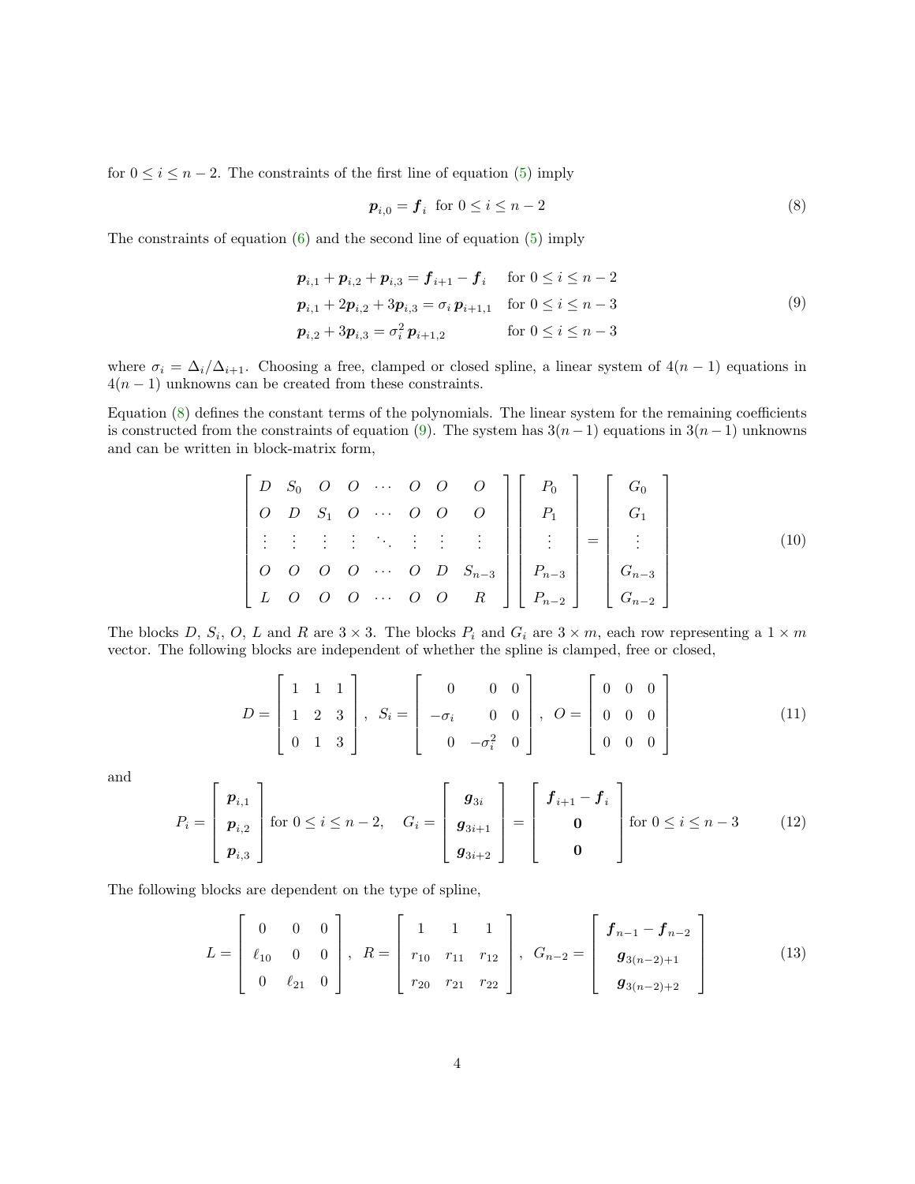for $0 \leq i \leq n-2$. The constraints of the first line of equation (5) imply

$$\boldsymbol{p}_{i,0} = \boldsymbol{f}_i \;\text{ for } 0 \leq i \leq n-2 \tag{8}$$

The constraints of equation (6) and the second line of equation (5) imply

$$\begin{aligned}
\boldsymbol{p}_{i,1} + \boldsymbol{p}_{i,2} + \boldsymbol{p}_{i,3} &= \boldsymbol{f}_{i+1} - \boldsymbol{f}_i && \text{for } 0 \leq i \leq n-2 \\
\boldsymbol{p}_{i,1} + 2\boldsymbol{p}_{i,2} + 3\boldsymbol{p}_{i,3} &= \sigma_i\, \boldsymbol{p}_{i+1,1} && \text{for } 0 \leq i \leq n-3 \\
\boldsymbol{p}_{i,2} + 3\boldsymbol{p}_{i,3} &= \sigma_i^2\, \boldsymbol{p}_{i+1,2} && \text{for } 0 \leq i \leq n-3
\end{aligned} \tag{9}$$

where $\sigma_i = \Delta_i / \Delta_{i+1}$. Choosing a free, clamped or closed spline, a linear system of $4(n-1)$ equations in $4(n-1)$ unknowns can be created from these constraints.

Equation (8) defines the constant terms of the polynomials. The linear system for the remaining coefficients is constructed from the constraints of equation (9). The system has $3(n-1)$ equations in $3(n-1)$ unknowns and can be written in block-matrix form,

$$\begin{bmatrix}
D & S_0 & O & O & \cdots & O & O & O \\
O & D & S_1 & O & \cdots & O & O & O \\
\vdots & \vdots & \vdots & \vdots & \ddots & \vdots & \vdots & \vdots \\
O & O & O & O & \cdots & O & D & S_{n-3} \\
L & O & O & O & \cdots & O & O & R
\end{bmatrix}
\begin{bmatrix}
P_0 \\ P_1 \\ \vdots \\ P_{n-3} \\ P_{n-2}
\end{bmatrix}
=
\begin{bmatrix}
G_0 \\ G_1 \\ \vdots \\ G_{n-3} \\ G_{n-2}
\end{bmatrix} \tag{10}$$

The blocks $D$, $S_i$, $O$, $L$ and $R$ are $3 \times 3$. The blocks $P_i$ and $G_i$ are $3 \times m$, each row representing a $1 \times m$ vector. The following blocks are independent of whether the spline is clamped, free or closed,

$$D = \begin{bmatrix} 1 & 1 & 1 \\ 1 & 2 & 3 \\ 0 & 1 & 3 \end{bmatrix}, \quad
S_i = \begin{bmatrix} 0 & 0 & 0 \\ -\sigma_i & 0 & 0 \\ 0 & -\sigma_i^2 & 0 \end{bmatrix}, \quad
O = \begin{bmatrix} 0 & 0 & 0 \\ 0 & 0 & 0 \\ 0 & 0 & 0 \end{bmatrix} \tag{11}$$

and

$$P_i = \begin{bmatrix} \boldsymbol{p}_{i,1} \\ \boldsymbol{p}_{i,2} \\ \boldsymbol{p}_{i,3} \end{bmatrix} \text{ for } 0 \leq i \leq n-2, \quad
G_i = \begin{bmatrix} \boldsymbol{g}_{3i} \\ \boldsymbol{g}_{3i+1} \\ \boldsymbol{g}_{3i+2} \end{bmatrix} = \begin{bmatrix} \boldsymbol{f}_{i+1} - \boldsymbol{f}_i \\ \boldsymbol{0} \\ \boldsymbol{0} \end{bmatrix} \text{ for } 0 \leq i \leq n-3 \tag{12}$$

The following blocks are dependent on the type of spline,

$$L = \begin{bmatrix} 0 & 0 & 0 \\ \ell_{10} & 0 & 0 \\ 0 & \ell_{21} & 0 \end{bmatrix}, \quad
R = \begin{bmatrix} 1 & 1 & 1 \\ r_{10} & r_{11} & r_{12} \\ r_{20} & r_{21} & r_{22} \end{bmatrix}, \quad
G_{n-2} = \begin{bmatrix} \boldsymbol{f}_{n-1} - \boldsymbol{f}_{n-2} \\ \boldsymbol{g}_{3(n-2)+1} \\ \boldsymbol{g}_{3(n-2)+2} \end{bmatrix} \tag{13}$$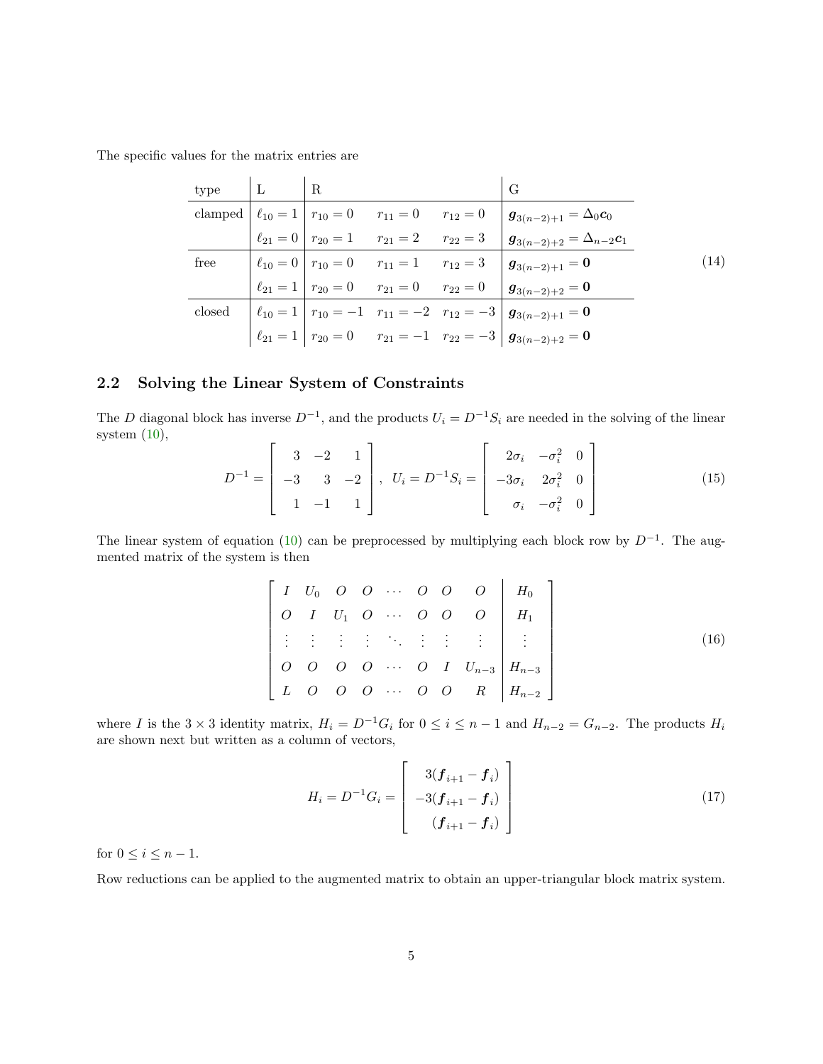The specific values for the matrix entries are

$$
\begin{array}{l|l|lll|l}
\text{type} & \text{L} & \text{R} & & & \text{G} \\
\hline
\text{clamped} & \ell_{10} = 1 & r_{10} = 0 & r_{11} = 0 & r_{12} = 0 & \boldsymbol{g}_{3(n-2)+1} = \Delta_0 \boldsymbol{c}_0 \\
 & \ell_{21} = 0 & r_{20} = 1 & r_{21} = 2 & r_{22} = 3 & \boldsymbol{g}_{3(n-2)+2} = \Delta_{n-2} \boldsymbol{c}_1 \\
\hline
\text{free} & \ell_{10} = 0 & r_{10} = 0 & r_{11} = 1 & r_{12} = 3 & \boldsymbol{g}_{3(n-2)+1} = \boldsymbol{0} \\
 & \ell_{21} = 1 & r_{20} = 0 & r_{21} = 0 & r_{22} = 0 & \boldsymbol{g}_{3(n-2)+2} = \boldsymbol{0} \\
\hline
\text{closed} & \ell_{10} = 1 & r_{10} = -1 & r_{11} = -2 & r_{12} = -3 & \boldsymbol{g}_{3(n-2)+1} = \boldsymbol{0} \\
 & \ell_{21} = 1 & r_{20} = 0 & r_{21} = -1 & r_{22} = -3 & \boldsymbol{g}_{3(n-2)+2} = \boldsymbol{0}
\end{array}
\tag{14}
$$

## 2.2 Solving the Linear System of Constraints

The $D$ diagonal block has inverse $D^{-1}$, and the products $U_i = D^{-1} S_i$ are needed in the solving of the linear system (10),

$$
D^{-1} = \begin{bmatrix} 3 & -2 & 1 \\ -3 & 3 & -2 \\ 1 & -1 & 1 \end{bmatrix}, \quad U_i = D^{-1} S_i = \begin{bmatrix} 2\sigma_i & -\sigma_i^2 & 0 \\ -3\sigma_i & 2\sigma_i^2 & 0 \\ \sigma_i & -\sigma_i^2 & 0 \end{bmatrix}
\tag{15}
$$

The linear system of equation (10) can be preprocessed by multiplying each block row by $D^{-1}$. The augmented matrix of the system is then

$$
\left[ \begin{array}{cccccccc|c}
I & U_0 & O & O & \cdots & O & O & O & H_0 \\
O & I & U_1 & O & \cdots & O & O & O & H_1 \\
\vdots & \vdots & \vdots & \vdots & \ddots & \vdots & \vdots & \vdots & \vdots \\
O & O & O & O & \cdots & O & I & U_{n-3} & H_{n-3} \\
L & O & O & O & \cdots & O & O & R & H_{n-2}
\end{array} \right]
\tag{16}
$$

where $I$ is the $3 \times 3$ identity matrix, $H_i = D^{-1} G_i$ for $0 \le i \le n-1$ and $H_{n-2} = G_{n-2}$. The products $H_i$ are shown next but written as a column of vectors,

$$
H_i = D^{-1} G_i = \begin{bmatrix} 3(\boldsymbol{f}_{i+1} - \boldsymbol{f}_i) \\ -3(\boldsymbol{f}_{i+1} - \boldsymbol{f}_i) \\ (\boldsymbol{f}_{i+1} - \boldsymbol{f}_i) \end{bmatrix}
\tag{17}
$$

for $0 \le i \le n-1$.

Row reductions can be applied to the augmented matrix to obtain an upper-triangular block matrix system.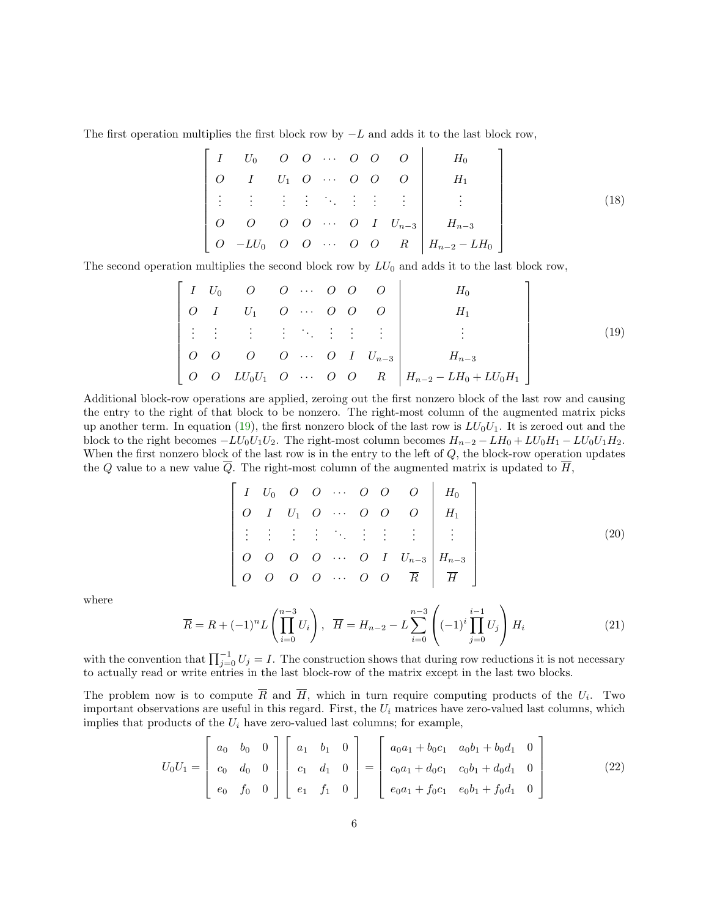The first operation multiplies the first block row by $-L$ and adds it to the last block row,

$$
\left[\begin{array}{cccccccc|c}
I & U_0 & O & O & \cdots & O & O & O & H_0 \\
O & I & U_1 & O & \cdots & O & O & O & H_1 \\
\vdots & \vdots & \vdots & \vdots & \ddots & \vdots & \vdots & \vdots & \vdots \\
O & O & O & O & \cdots & O & I & U_{n-3} & H_{n-3} \\
O & -LU_0 & O & O & \cdots & O & O & R & H_{n-2} - LH_0
\end{array}\right] \tag{18}
$$

The second operation multiplies the second block row by $LU_0$ and adds it to the last block row,

$$
\left[\begin{array}{cccccccc|c}
I & U_0 & O & O & \cdots & O & O & O & H_0 \\
O & I & U_1 & O & \cdots & O & O & O & H_1 \\
\vdots & \vdots & \vdots & \vdots & \ddots & \vdots & \vdots & \vdots & \vdots \\
O & O & O & O & \cdots & O & I & U_{n-3} & H_{n-3} \\
O & O & LU_0U_1 & O & \cdots & O & O & R & H_{n-2} - LH_0 + LU_0H_1
\end{array}\right] \tag{19}
$$

Additional block-row operations are applied, zeroing out the first nonzero block of the last row and causing the entry to the right of that block to be nonzero. The right-most column of the augmented matrix picks up another term. In equation (19), the first nonzero block of the last row is $LU_0U_1$. It is zeroed out and the block to the right becomes $-LU_0U_1U_2$. The right-most column becomes $H_{n-2} - LH_0 + LU_0H_1 - LU_0U_1H_2$. When the first nonzero block of the last row is in the entry to the left of $Q$, the block-row operation updates the $Q$ value to a new value $\overline{Q}$. The right-most column of the augmented matrix is updated to $\overline{H}$,

$$
\left[\begin{array}{cccccccc|c}
I & U_0 & O & O & \cdots & O & O & O & H_0 \\
O & I & U_1 & O & \cdots & O & O & O & H_1 \\
\vdots & \vdots & \vdots & \vdots & \ddots & \vdots & \vdots & \vdots & \vdots \\
O & O & O & O & \cdots & O & I & U_{n-3} & H_{n-3} \\
O & O & O & O & \cdots & O & O & \overline{R} & \overline{H}
\end{array}\right] \tag{20}
$$

where

$$
\overline{R} = R + (-1)^n L \left( \prod_{i=0}^{n-3} U_i \right), \ \ \overline{H} = H_{n-2} - L \sum_{i=0}^{n-3} \left( (-1)^i \prod_{j=0}^{i-1} U_j \right) H_i \tag{21}
$$

with the convention that $\prod_{j=0}^{-1} U_j = I$. The construction shows that during row reductions it is not necessary to actually read or write entries in the last block-row of the matrix except in the last two blocks.

The problem now is to compute $\overline{R}$ and $\overline{H}$, which in turn require computing products of the $U_i$. Two important observations are useful in this regard. First, the $U_i$ matrices have zero-valued last columns, which implies that products of the $U_i$ have zero-valued last columns; for example,

$$
U_0U_1 = \begin{bmatrix} a_0 & b_0 & 0 \\ c_0 & d_0 & 0 \\ e_0 & f_0 & 0 \end{bmatrix} \begin{bmatrix} a_1 & b_1 & 0 \\ c_1 & d_1 & 0 \\ e_1 & f_1 & 0 \end{bmatrix} = \begin{bmatrix} a_0a_1 + b_0c_1 & a_0b_1 + b_0d_1 & 0 \\ c_0a_1 + d_0c_1 & c_0b_1 + d_0d_1 & 0 \\ e_0a_1 + f_0c_1 & e_0b_1 + f_0d_1 & 0 \end{bmatrix} \tag{22}
$$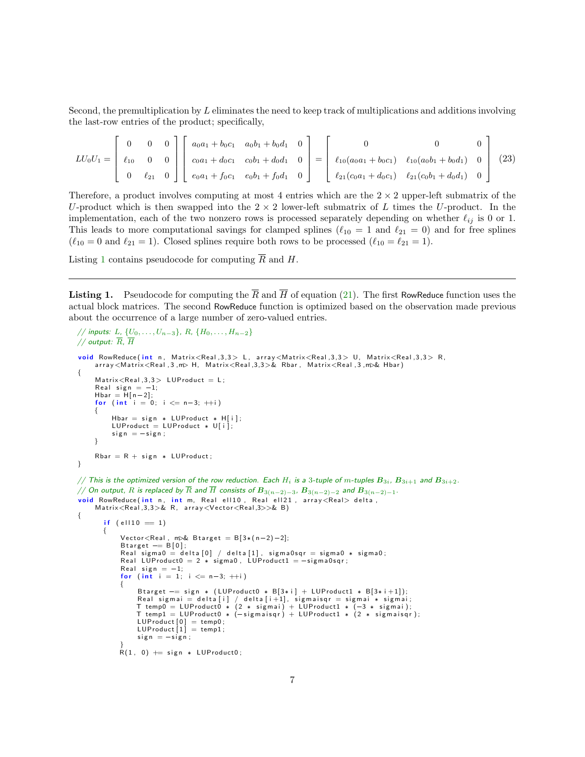Second, the premultiplication by $L$ eliminates the need to keep track of multiplications and additions involving the last-row entries of the product; specifically,

$$LU_0U_1 = \begin{bmatrix} 0 & 0 & 0 \\ \ell_{10} & 0 & 0 \\ 0 & \ell_{21} & 0 \end{bmatrix} \begin{bmatrix} a_0a_1 + b_0c_1 & a_0b_1 + b_0d_1 & 0 \\ c_0a_1 + d_0c_1 & c_0b_1 + d_0d_1 & 0 \\ e_0a_1 + f_0c_1 & e_0b_1 + f_0d_1 & 0 \end{bmatrix} = \begin{bmatrix} 0 & 0 & 0 \\ \ell_{10}(a_0a_1 + b_0c_1) & \ell_{10}(a_0b_1 + b_0d_1) & 0 \\ \ell_{21}(c_0a_1 + d_0c_1) & \ell_{21}(c_0b_1 + d_0d_1) & 0 \end{bmatrix} \quad (23)$$

Therefore, a product involves computing at most 4 entries which are the $2 \times 2$ upper-left submatrix of the $U$-product which is then swapped into the $2 \times 2$ lower-left submatrix of $L$ times the $U$-product. In the implementation, each of the two nonzero rows is processed separately depending on whether $\ell_{ij}$ is 0 or 1. This leads to more computational savings for clamped splines ($\ell_{10} = 1$ and $\ell_{21} = 0$) and for free splines ($\ell_{10} = 0$ and $\ell_{21} = 1$). Closed splines require both rows to be processed ($\ell_{10} = \ell_{21} = 1$).

Listing 1 contains pseudocode for computing $\overline{R}$ and $H$.

---

**Listing 1.** Pseudocode for computing the $\overline{R}$ and $\overline{H}$ of equation (21). The first RowReduce function uses the actual block matrices. The second RowReduce function is optimized based on the observation made previous about the occurrence of a large number of zero-valued entries.

```
// inputs: L, {U_0,...,U_{n-3}}, R, {H_0,...,H_{n-2}}
// output: R̄, H̄

void RowReduce(int n, Matrix<Real,3,3> L, array<Matrix<Real,3,3> U, Matrix<Real,3,3> R,
    array<Matrix<Real,3,m> H, Matrix<Real,3,3>& Rbar, Matrix<Real,3,m>& Hbar)
{
    Matrix<Real,3,3> LUProduct = L;
    Real sign = -1;
    Hbar = H[n-2];
    for (int i = 0; i <= n-3; ++i)
    {
        Hbar = sign * LUProduct * H[i];
        LUProduct = LUProduct * U[i];
        sign = -sign;
    }

    Rbar = R + sign * LUProduct;
}

// This is the optimized version of the row reduction. Each H_i is a 3-tuple of m-tuples B_{3i}, B_{3i+1} and B_{3i+2}.
// On output, R is replaced by R̄ and H̄ consists of B_{3(n-2)-3}, B_{3(n-2)-2} and B_{3(n-2)-1}.
void RowReduce(int n, int m, Real ell10, Real ell21, array<Real> delta,
    Matrix<Real,3,3>& R, array<Vector<Real,3>>& B)
{
      if (ell10 == 1)
      {
          Vector<Real, m>& Btarget = B[3*(n-2)-2];
          Btarget -= B[0];
          Real sigma0 = delta[0] / delta[1], sigma0sqr = sigma0 * sigma0;
          Real LUProduct0 = 2 * sigma0, LUProduct1 = -sigma0sqr;
          Real sign = -1;
          for (int i = 1; i <= n-3; ++i)
          {
              Btarget -= sign * (LUProduct0 * B[3*i] + LUProduct1 * B[3*i+1]);
              Real sigmai = delta[i] / delta[i+1], sigmaisqr = sigmai * sigmai;
              T temp0 = LUProduct0 * (2 * sigmai) + LUProduct1 * (-3 * sigmai);
              T temp1 = LUProduct0 * (-sigmaisqr) + LUProduct1 * (2 * sigmaisqr);
              LUProduct[0] = temp0;
              LUProduct[1] = temp1;
              sign = -sign;
          }
          R(1, 0) += sign * LUProduct0;
```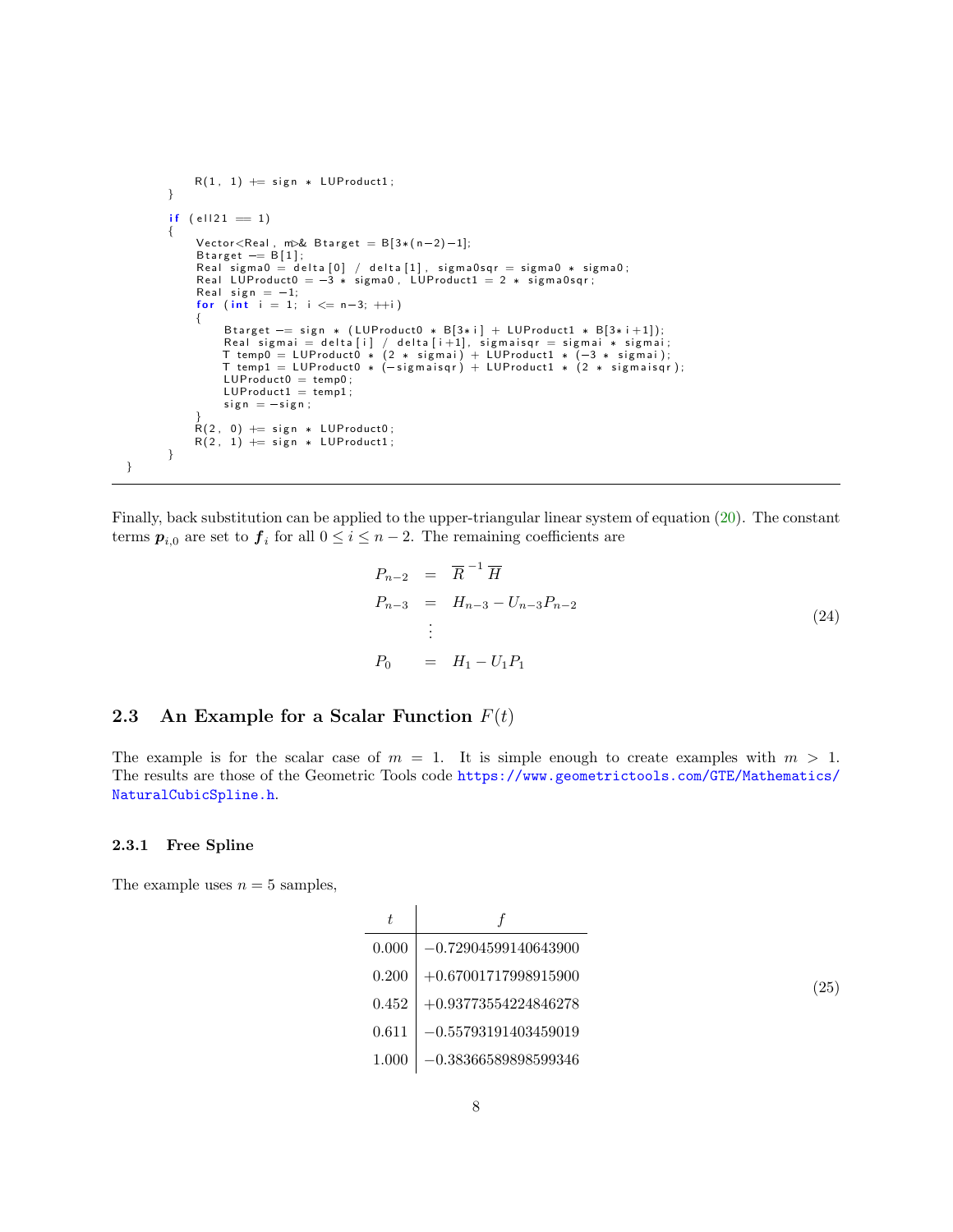```
            R(1, 1) += sign * LUProduct1;
        }

        if (ell21 == 1)
        {
            Vector<Real, m>& Btarget = B[3*(n-2)-1];
            Btarget -= B[1];
            Real sigma0 = delta[0] / delta[1], sigma0sqr = sigma0 * sigma0;
            Real LUProduct0 = -3 * sigma0, LUProduct1 = 2 * sigma0sqr;
            Real sign = -1;
            for (int i = 1; i <= n-3; ++i)
            {
                Btarget -= sign * (LUProduct0 * B[3*i] + LUProduct1 * B[3*i+1]);
                Real sigmai = delta[i] / delta[i+1], sigmaisqr = sigmai * sigmai;
                T temp0 = LUProduct0 * (2 * sigmai) + LUProduct1 * (-3 * sigmai);
                T temp1 = LUProduct0 * (-sigmaisqr) + LUProduct1 * (2 * sigmaisqr);
                LUProduct0 = temp0;
                LUProduct1 = temp1;
                sign = -sign;
            }
            R(2, 0) += sign * LUProduct0;
            R(2, 1) += sign * LUProduct1;
        }
}
```

Finally, back substitution can be applied to the upper-triangular linear system of equation (20). The constant terms $\boldsymbol{p}_{i,0}$ are set to $\boldsymbol{f}_i$ for all $0 \le i \le n-2$. The remaining coefficients are

$$
\begin{array}{rcl}
P_{n-2} & = & \overline{R}^{-1}\,\overline{H} \\
P_{n-3} & = & H_{n-3} - U_{n-3}P_{n-2} \\
 & \vdots & \\
P_0 & = & H_1 - U_1 P_1
\end{array}
\tag{24}
$$

## 2.3 An Example for a Scalar Function $F(t)$

The example is for the scalar case of $m = 1$. It is simple enough to create examples with $m > 1$. The results are those of the Geometric Tools code https://www.geometrictools.com/GTE/Mathematics/NaturalCubicSpline.h.

### 2.3.1 Free Spline

The example uses $n = 5$ samples,

| $t$ | $f$ |
|---|---|
| 0.000 | −0.72904599140643900 |
| 0.200 | +0.67001717998915900 |
| 0.452 | +0.93773554224846278 |
| 0.611 | −0.55793191403459019 |
| 1.000 | −0.38366589898599346 |

(25)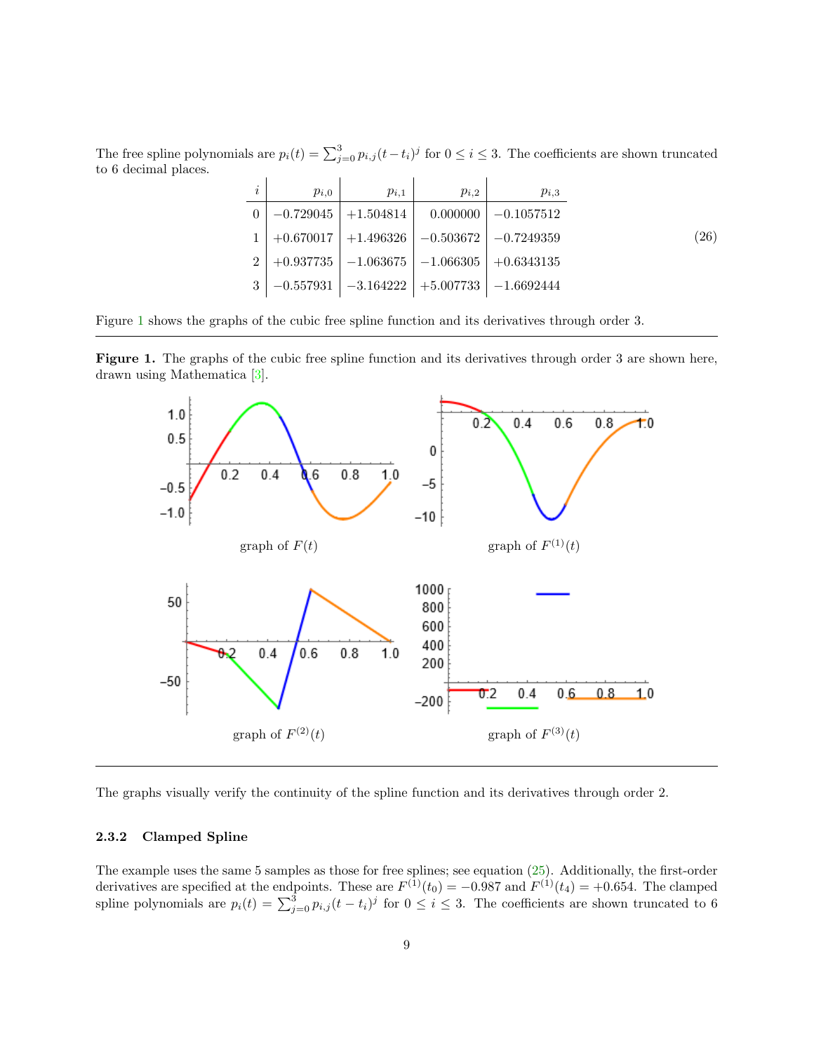The free spline polynomials are $p_i(t) = \sum_{j=0}^{3} p_{i,j}(t - t_i)^j$ for $0 \le i \le 3$. The coefficients are shown truncated to 6 decimal places.

$$
\begin{array}{c|c|c|c|c}
i & p_{i,0} & p_{i,1} & p_{i,2} & p_{i,3} \\
\hline
0 & -0.729045 & +1.504814 & 0.000000 & -0.1057512 \\
1 & +0.670017 & +1.496326 & -0.503672 & -0.7249359 \\
2 & +0.937735 & -1.063675 & -1.066305 & +0.6343135 \\
3 & -0.557931 & -3.164222 & +5.007733 & -1.6692444
\end{array}
\tag{26}
$$

Figure 1 shows the graphs of the cubic free spline function and its derivatives through order 3.

---

**Figure 1.** The graphs of the cubic free spline function and its derivatives through order 3 are shown here, drawn using Mathematica [3].

graph of $F(t)$

graph of $F^{(1)}(t)$

graph of $F^{(2)}(t)$

graph of $F^{(3)}(t)$

---

The graphs visually verify the continuity of the spline function and its derivatives through order 2.

#### 2.3.2 Clamped Spline

The example uses the same 5 samples as those for free splines; see equation (25). Additionally, the first-order derivatives are specified at the endpoints. These are $F^{(1)}(t_0) = -0.987$ and $F^{(1)}(t_4) = +0.654$. The clamped spline polynomials are $p_i(t) = \sum_{j=0}^{3} p_{i,j}(t - t_i)^j$ for $0 \le i \le 3$. The coefficients are shown truncated to 6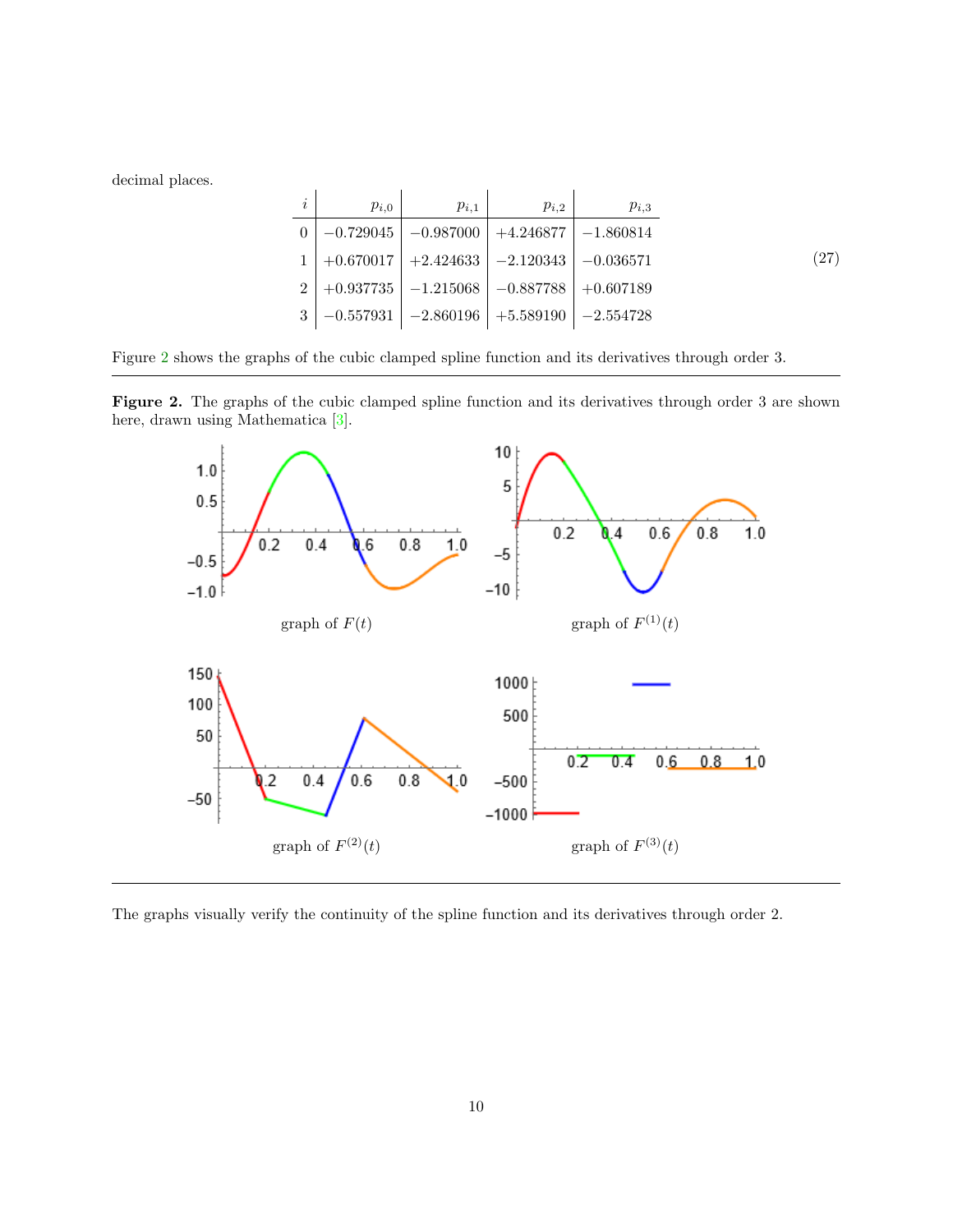decimal places.

$$
\begin{array}{c|c|c|c|c}
i & p_{i,0} & p_{i,1} & p_{i,2} & p_{i,3} \\
\hline
0 & -0.729045 & -0.987000 & +4.246877 & -1.860814 \\
1 & +0.670017 & +2.424633 & -2.120343 & -0.036571 \\
2 & +0.937735 & -1.215068 & -0.887788 & +0.607189 \\
3 & -0.557931 & -2.860196 & +5.589190 & -2.554728
\end{array}
\tag{27}
$$

Figure 2 shows the graphs of the cubic clamped spline function and its derivatives through order 3.

**Figure 2.** The graphs of the cubic clamped spline function and its derivatives through order 3 are shown here, drawn using Mathematica [3].

graph of $F(t)$

graph of $F^{(1)}(t)$

graph of $F^{(2)}(t)$

graph of $F^{(3)}(t)$

The graphs visually verify the continuity of the spline function and its derivatives through order 2.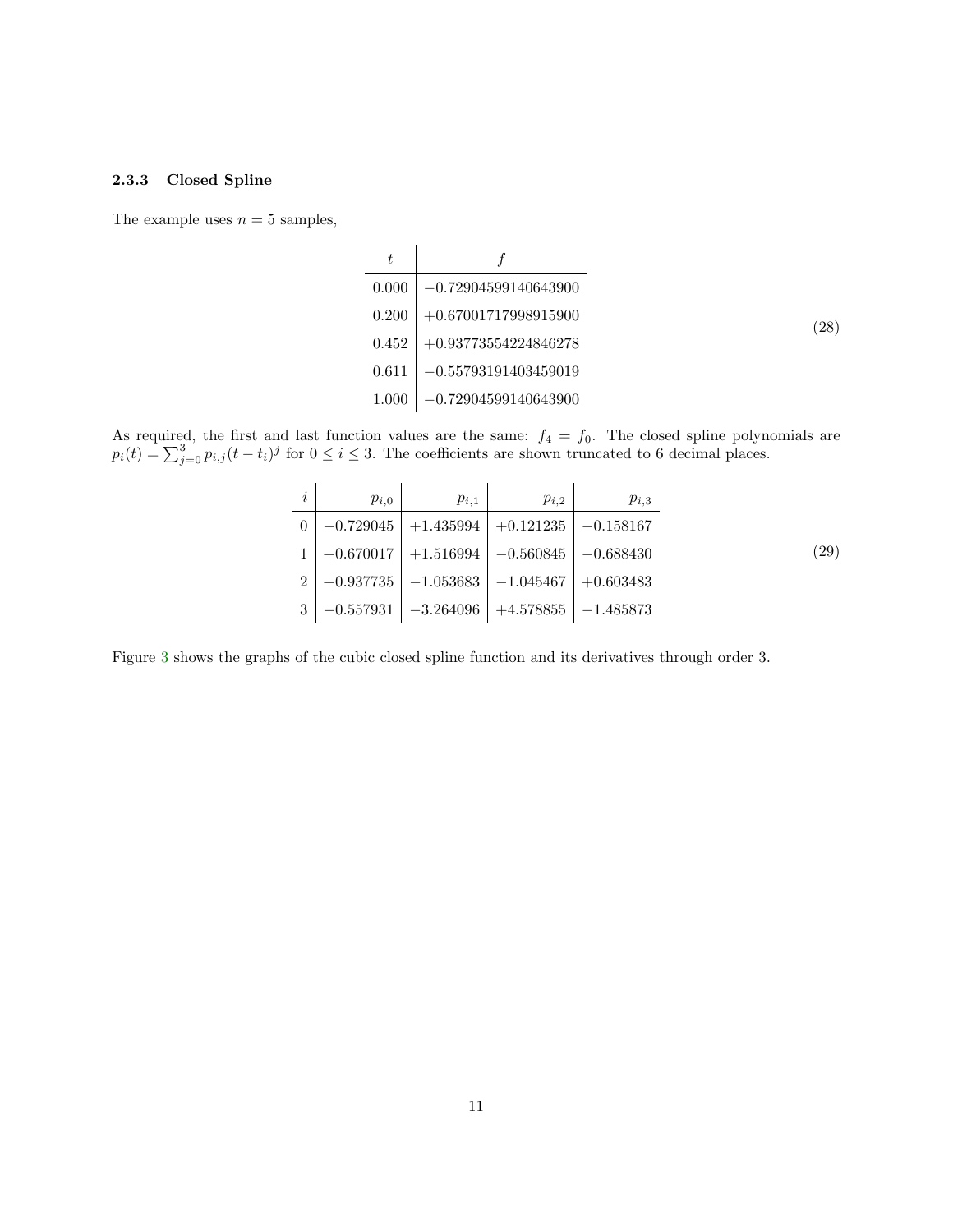### 2.3.3 Closed Spline

The example uses $n = 5$ samples,

| $t$ | $f$ |
|---|---|
| 0.000 | $-0.72904599140643900$ |
| 0.200 | $+0.67001717998915900$ |
| 0.452 | $+0.93773554224846278$ |
| 0.611 | $-0.55793191403459019$ |
| 1.000 | $-0.72904599140643900$ |

(28)

As required, the first and last function values are the same: $f_4 = f_0$. The closed spline polynomials are $p_i(t) = \sum_{j=0}^{3} p_{i,j}(t - t_i)^j$ for $0 \le i \le 3$. The coefficients are shown truncated to 6 decimal places.

| $i$ | $p_{i,0}$ | $p_{i,1}$ | $p_{i,2}$ | $p_{i,3}$ |
|---|---|---|---|---|
| 0 | $-0.729045$ | $+1.435994$ | $+0.121235$ | $-0.158167$ |
| 1 | $+0.670017$ | $+1.516994$ | $-0.560845$ | $-0.688430$ |
| 2 | $+0.937735$ | $-1.053683$ | $-1.045467$ | $+0.603483$ |
| 3 | $-0.557931$ | $-3.264096$ | $+4.578855$ | $-1.485873$ |

(29)

Figure 3 shows the graphs of the cubic closed spline function and its derivatives through order 3.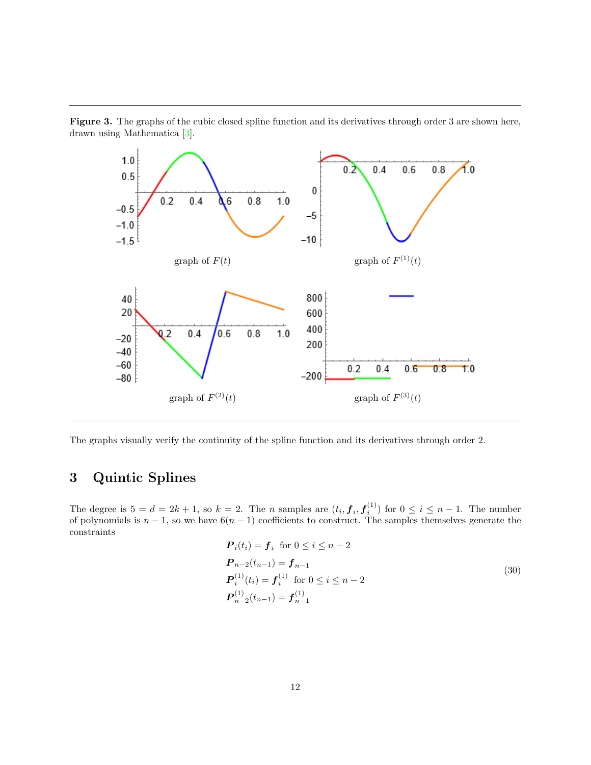**Figure 3.** The graphs of the cubic closed spline function and its derivatives through order 3 are shown here, drawn using Mathematica [3].

graph of $F(t)$

graph of $F^{(1)}(t)$

graph of $F^{(2)}(t)$

graph of $F^{(3)}(t)$

The graphs visually verify the continuity of the spline function and its derivatives through order 2.

## 3 Quintic Splines

The degree is $5 = d = 2k + 1$, so $k = 2$. The $n$ samples are $(t_i, \boldsymbol{f}_i, \boldsymbol{f}_i^{(1)})$ for $0 \le i \le n-1$. The number of polynomials is $n-1$, so we have $6(n-1)$ coefficients to construct. The samples themselves generate the constraints

$$
\begin{aligned}
&\boldsymbol{P}_i(t_i) = \boldsymbol{f}_i \ \text{ for } 0 \le i \le n-2 \\
&\boldsymbol{P}_{n-2}(t_{n-1}) = \boldsymbol{f}_{n-1} \\
&\boldsymbol{P}_i^{(1)}(t_i) = \boldsymbol{f}_i^{(1)} \ \text{ for } 0 \le i \le n-2 \\
&\boldsymbol{P}_{n-2}^{(1)}(t_{n-1}) = \boldsymbol{f}_{n-1}^{(1)}
\end{aligned}
\tag{30}
$$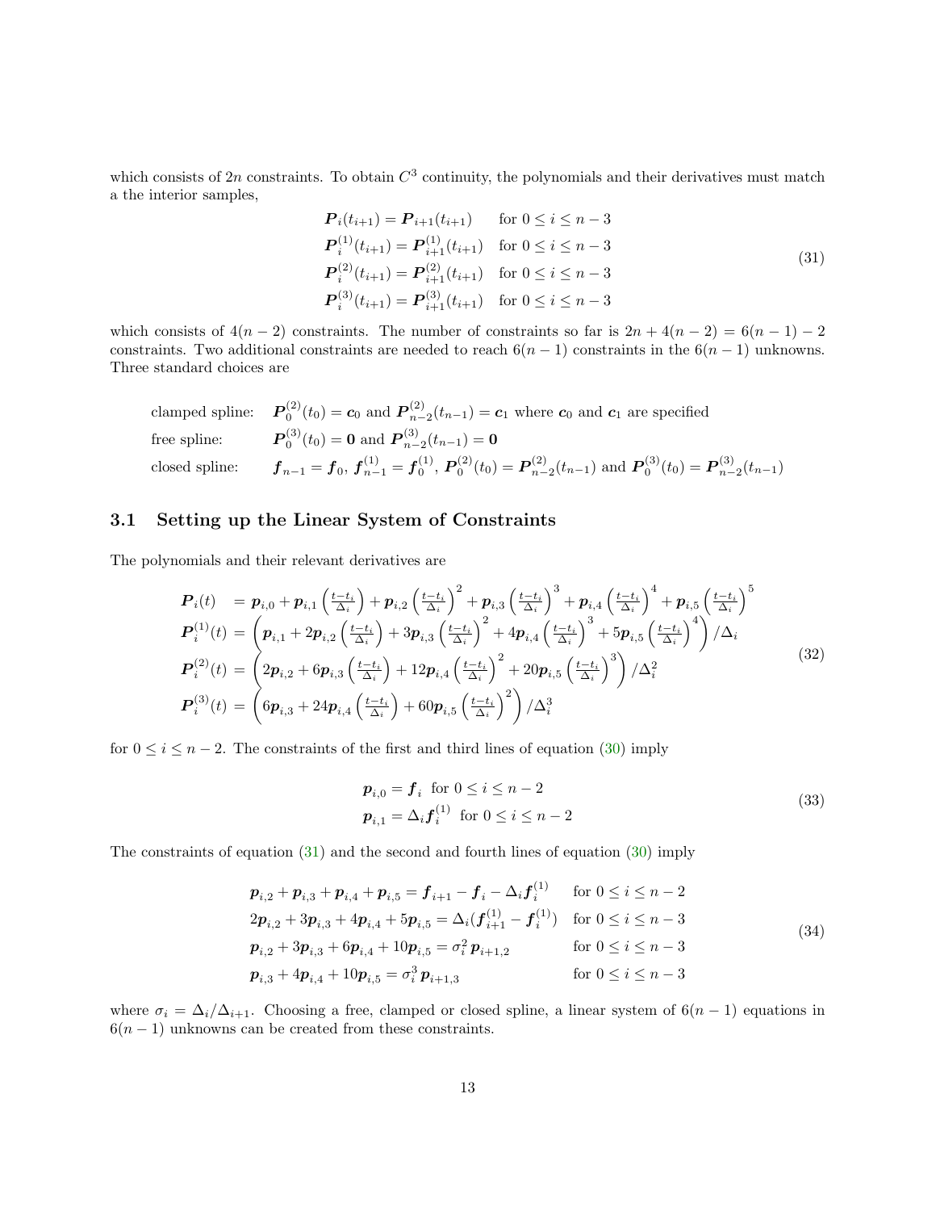which consists of $2n$ constraints. To obtain $C^3$ continuity, the polynomials and their derivatives must match a the interior samples,

$$
\begin{array}{ll}
\boldsymbol{P}_i(t_{i+1}) = \boldsymbol{P}_{i+1}(t_{i+1}) & \text{for } 0 \le i \le n-3 \\
\boldsymbol{P}_i^{(1)}(t_{i+1}) = \boldsymbol{P}_{i+1}^{(1)}(t_{i+1}) & \text{for } 0 \le i \le n-3 \\
\boldsymbol{P}_i^{(2)}(t_{i+1}) = \boldsymbol{P}_{i+1}^{(2)}(t_{i+1}) & \text{for } 0 \le i \le n-3 \\
\boldsymbol{P}_i^{(3)}(t_{i+1}) = \boldsymbol{P}_{i+1}^{(3)}(t_{i+1}) & \text{for } 0 \le i \le n-3
\end{array}
\tag{31}
$$

which consists of $4(n-2)$ constraints. The number of constraints so far is $2n + 4(n-2) = 6(n-1) - 2$ constraints. Two additional constraints are needed to reach $6(n-1)$ constraints in the $6(n-1)$ unknowns. Three standard choices are

clamped spline: $\boldsymbol{P}_0^{(2)}(t_0) = \boldsymbol{c}_0$ and $\boldsymbol{P}_{n-2}^{(2)}(t_{n-1}) = \boldsymbol{c}_1$ where $\boldsymbol{c}_0$ and $\boldsymbol{c}_1$ are specified

free spline: $\boldsymbol{P}_0^{(3)}(t_0) = \boldsymbol{0}$ and $\boldsymbol{P}_{n-2}^{(3)}(t_{n-1}) = \boldsymbol{0}$

closed spline: $\boldsymbol{f}_{n-1} = \boldsymbol{f}_0$, $\boldsymbol{f}_{n-1}^{(1)} = \boldsymbol{f}_0^{(1)}$, $\boldsymbol{P}_0^{(2)}(t_0) = \boldsymbol{P}_{n-2}^{(2)}(t_{n-1})$ and $\boldsymbol{P}_0^{(3)}(t_0) = \boldsymbol{P}_{n-2}^{(3)}(t_{n-1})$

## 3.1 Setting up the Linear System of Constraints

The polynomials and their relevant derivatives are

$$
\begin{array}{rl}
\boldsymbol{P}_i(t) &= \boldsymbol{p}_{i,0} + \boldsymbol{p}_{i,1}\left(\frac{t-t_i}{\Delta_i}\right) + \boldsymbol{p}_{i,2}\left(\frac{t-t_i}{\Delta_i}\right)^2 + \boldsymbol{p}_{i,3}\left(\frac{t-t_i}{\Delta_i}\right)^3 + \boldsymbol{p}_{i,4}\left(\frac{t-t_i}{\Delta_i}\right)^4 + \boldsymbol{p}_{i,5}\left(\frac{t-t_i}{\Delta_i}\right)^5 \\
\boldsymbol{P}_i^{(1)}(t) &= \left(\boldsymbol{p}_{i,1} + 2\boldsymbol{p}_{i,2}\left(\frac{t-t_i}{\Delta_i}\right) + 3\boldsymbol{p}_{i,3}\left(\frac{t-t_i}{\Delta_i}\right)^2 + 4\boldsymbol{p}_{i,4}\left(\frac{t-t_i}{\Delta_i}\right)^3 + 5\boldsymbol{p}_{i,5}\left(\frac{t-t_i}{\Delta_i}\right)^4\right)/\Delta_i \\
\boldsymbol{P}_i^{(2)}(t) &= \left(2\boldsymbol{p}_{i,2} + 6\boldsymbol{p}_{i,3}\left(\frac{t-t_i}{\Delta_i}\right) + 12\boldsymbol{p}_{i,4}\left(\frac{t-t_i}{\Delta_i}\right)^2 + 20\boldsymbol{p}_{i,5}\left(\frac{t-t_i}{\Delta_i}\right)^3\right)/\Delta_i^2 \\
\boldsymbol{P}_i^{(3)}(t) &= \left(6\boldsymbol{p}_{i,3} + 24\boldsymbol{p}_{i,4}\left(\frac{t-t_i}{\Delta_i}\right) + 60\boldsymbol{p}_{i,5}\left(\frac{t-t_i}{\Delta_i}\right)^2\right)/\Delta_i^3
\end{array}
\tag{32}
$$

for $0 \le i \le n-2$. The constraints of the first and third lines of equation (30) imply

$$
\begin{array}{l}
\boldsymbol{p}_{i,0} = \boldsymbol{f}_i \ \text{ for } 0 \le i \le n-2 \\
\boldsymbol{p}_{i,1} = \Delta_i \boldsymbol{f}_i^{(1)} \ \text{ for } 0 \le i \le n-2
\end{array}
\tag{33}
$$

The constraints of equation (31) and the second and fourth lines of equation (30) imply

$$
\begin{array}{ll}
\boldsymbol{p}_{i,2} + \boldsymbol{p}_{i,3} + \boldsymbol{p}_{i,4} + \boldsymbol{p}_{i,5} = \boldsymbol{f}_{i+1} - \boldsymbol{f}_i - \Delta_i \boldsymbol{f}_i^{(1)} & \text{for } 0 \le i \le n-2 \\
2\boldsymbol{p}_{i,2} + 3\boldsymbol{p}_{i,3} + 4\boldsymbol{p}_{i,4} + 5\boldsymbol{p}_{i,5} = \Delta_i(\boldsymbol{f}_{i+1}^{(1)} - \boldsymbol{f}_i^{(1)}) & \text{for } 0 \le i \le n-3 \\
\boldsymbol{p}_{i,2} + 3\boldsymbol{p}_{i,3} + 6\boldsymbol{p}_{i,4} + 10\boldsymbol{p}_{i,5} = \sigma_i^2\, \boldsymbol{p}_{i+1,2} & \text{for } 0 \le i \le n-3 \\
\boldsymbol{p}_{i,3} + 4\boldsymbol{p}_{i,4} + 10\boldsymbol{p}_{i,5} = \sigma_i^3\, \boldsymbol{p}_{i+1,3} & \text{for } 0 \le i \le n-3
\end{array}
\tag{34}
$$

where $\sigma_i = \Delta_i/\Delta_{i+1}$. Choosing a free, clamped or closed spline, a linear system of $6(n-1)$ equations in $6(n-1)$ unknowns can be created from these constraints.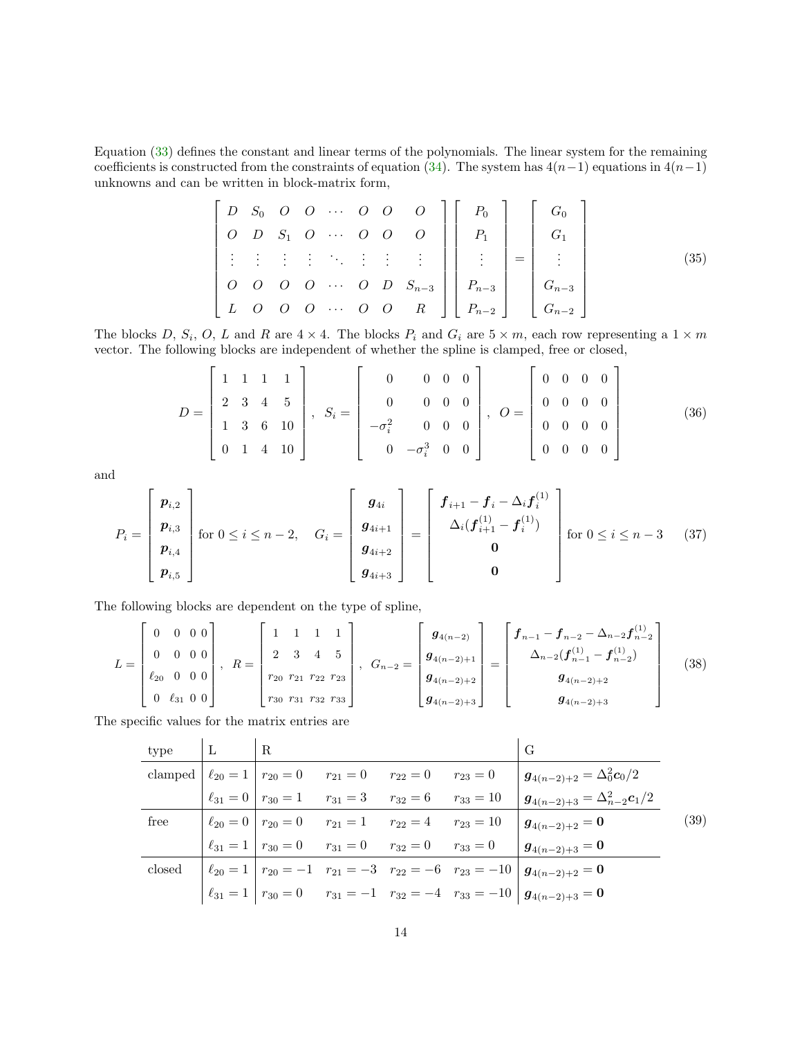Equation (33) defines the constant and linear terms of the polynomials. The linear system for the remaining coefficients is constructed from the constraints of equation (34). The system has $4(n-1)$ equations in $4(n-1)$ unknowns and can be written in block-matrix form,

$$
\begin{bmatrix}
D & S_0 & O & O & \cdots & O & O & O \\
O & D & S_1 & O & \cdots & O & O & O \\
\vdots & \vdots & \vdots & \vdots & \ddots & \vdots & \vdots & \vdots \\
O & O & O & O & \cdots & O & D & S_{n-3} \\
L & O & O & O & \cdots & O & O & R
\end{bmatrix}
\begin{bmatrix}
P_0 \\ P_1 \\ \vdots \\ P_{n-3} \\ P_{n-2}
\end{bmatrix}
=
\begin{bmatrix}
G_0 \\ G_1 \\ \vdots \\ G_{n-3} \\ G_{n-2}
\end{bmatrix}
\tag{35}
$$

The blocks $D$, $S_i$, $O$, $L$ and $R$ are $4 \times 4$. The blocks $P_i$ and $G_i$ are $5 \times m$, each row representing a $1 \times m$ vector. The following blocks are independent of whether the spline is clamped, free or closed,

$$
D = \begin{bmatrix}
1 & 1 & 1 & 1 \\
2 & 3 & 4 & 5 \\
1 & 3 & 6 & 10 \\
0 & 1 & 4 & 10
\end{bmatrix}, \quad
S_i = \begin{bmatrix}
0 & 0 & 0 & 0 \\
0 & 0 & 0 & 0 \\
-\sigma_i^2 & 0 & 0 & 0 \\
0 & -\sigma_i^3 & 0 & 0
\end{bmatrix}, \quad
O = \begin{bmatrix}
0 & 0 & 0 & 0 \\
0 & 0 & 0 & 0 \\
0 & 0 & 0 & 0 \\
0 & 0 & 0 & 0
\end{bmatrix}
\tag{36}
$$

and

$$
P_i = \begin{bmatrix}
\boldsymbol{p}_{i,2} \\ \boldsymbol{p}_{i,3} \\ \boldsymbol{p}_{i,4} \\ \boldsymbol{p}_{i,5}
\end{bmatrix} \text{ for } 0 \le i \le n-2, \quad
G_i = \begin{bmatrix}
\boldsymbol{g}_{4i} \\ \boldsymbol{g}_{4i+1} \\ \boldsymbol{g}_{4i+2} \\ \boldsymbol{g}_{4i+3}
\end{bmatrix}
=
\begin{bmatrix}
\boldsymbol{f}_{i+1} - \boldsymbol{f}_i - \Delta_i \boldsymbol{f}_i^{(1)} \\
\Delta_i (\boldsymbol{f}_{i+1}^{(1)} - \boldsymbol{f}_i^{(1)}) \\
\boldsymbol{0} \\
\boldsymbol{0}
\end{bmatrix} \text{ for } 0 \le i \le n-3
\tag{37}
$$

The following blocks are dependent on the type of spline,

$$
L = \begin{bmatrix}
0 & 0 & 0 & 0 \\
0 & 0 & 0 & 0 \\
\ell_{20} & 0 & 0 & 0 \\
0 & \ell_{31} & 0 & 0
\end{bmatrix}, \quad
R = \begin{bmatrix}
1 & 1 & 1 & 1 \\
2 & 3 & 4 & 5 \\
r_{20} & r_{21} & r_{22} & r_{23} \\
r_{30} & r_{31} & r_{32} & r_{33}
\end{bmatrix}, \quad
G_{n-2} = \begin{bmatrix}
\boldsymbol{g}_{4(n-2)} \\ \boldsymbol{g}_{4(n-2)+1} \\ \boldsymbol{g}_{4(n-2)+2} \\ \boldsymbol{g}_{4(n-2)+3}
\end{bmatrix}
=
\begin{bmatrix}
\boldsymbol{f}_{n-1} - \boldsymbol{f}_{n-2} - \Delta_{n-2} \boldsymbol{f}_{n-2}^{(1)} \\
\Delta_{n-2} (\boldsymbol{f}_{n-1}^{(1)} - \boldsymbol{f}_{n-2}^{(1)}) \\
\boldsymbol{g}_{4(n-2)+2} \\
\boldsymbol{g}_{4(n-2)+3}
\end{bmatrix}
\tag{38}
$$

The specific values for the matrix entries are

| type | L | R | | | | G |
|---|---|---|---|---|---|---|
| clamped | $\ell_{20} = 1$ | $r_{20} = 0$ | $r_{21} = 0$ | $r_{22} = 0$ | $r_{23} = 0$ | $\boldsymbol{g}_{4(n-2)+2} = \Delta_0^2 \boldsymbol{c}_0 / 2$ |
| | $\ell_{31} = 0$ | $r_{30} = 1$ | $r_{31} = 3$ | $r_{32} = 6$ | $r_{33} = 10$ | $\boldsymbol{g}_{4(n-2)+3} = \Delta_{n-2}^2 \boldsymbol{c}_1 / 2$ |
| free | $\ell_{20} = 0$ | $r_{20} = 0$ | $r_{21} = 1$ | $r_{22} = 4$ | $r_{23} = 10$ | $\boldsymbol{g}_{4(n-2)+2} = \boldsymbol{0}$ |
| | $\ell_{31} = 1$ | $r_{30} = 0$ | $r_{31} = 0$ | $r_{32} = 0$ | $r_{33} = 0$ | $\boldsymbol{g}_{4(n-2)+3} = \boldsymbol{0}$ |
| closed | $\ell_{20} = 1$ | $r_{20} = -1$ | $r_{21} = -3$ | $r_{22} = -6$ | $r_{23} = -10$ | $\boldsymbol{g}_{4(n-2)+2} = \boldsymbol{0}$ |
| | $\ell_{31} = 1$ | $r_{30} = 0$ | $r_{31} = -1$ | $r_{32} = -4$ | $r_{33} = -10$ | $\boldsymbol{g}_{4(n-2)+3} = \boldsymbol{0}$ |

(39)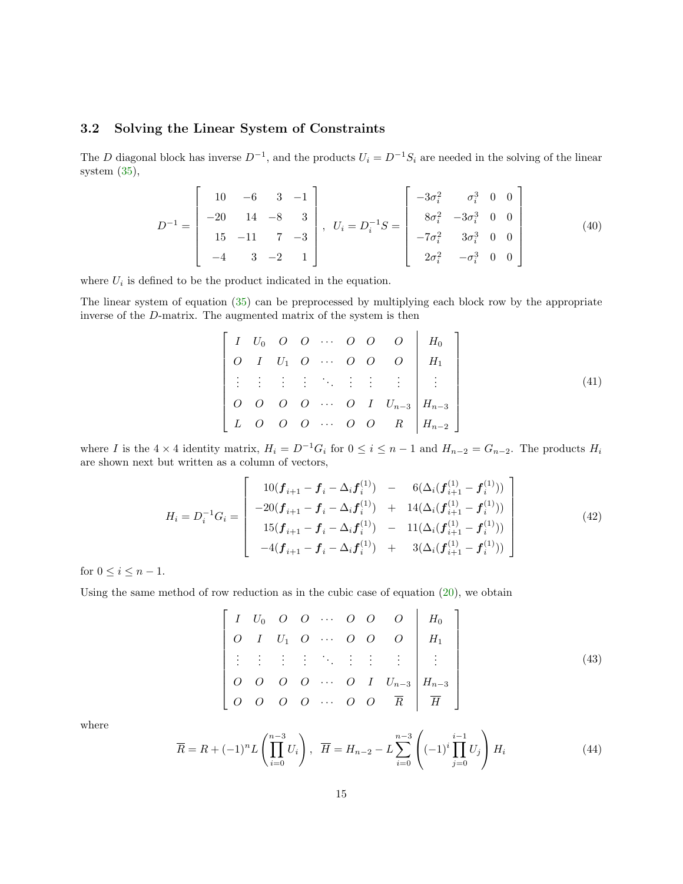### 3.2 Solving the Linear System of Constraints

The $D$ diagonal block has inverse $D^{-1}$, and the products $U_i = D^{-1}S_i$ are needed in the solving of the linear system (35),

$$
D^{-1} = \begin{bmatrix} 10 & -6 & 3 & -1 \\ -20 & 14 & -8 & 3 \\ 15 & -11 & 7 & -3 \\ -4 & 3 & -2 & 1 \end{bmatrix}, \;\; U_i = D_i^{-1}S = \begin{bmatrix} -3\sigma_i^2 & \sigma_i^3 & 0 & 0 \\ 8\sigma_i^2 & -3\sigma_i^3 & 0 & 0 \\ -7\sigma_i^2 & 3\sigma_i^3 & 0 & 0 \\ 2\sigma_i^2 & -\sigma_i^3 & 0 & 0 \end{bmatrix} \tag{40}
$$

where $U_i$ is defined to be the product indicated in the equation.

The linear system of equation (35) can be preprocessed by multiplying each block row by the appropriate inverse of the $D$-matrix. The augmented matrix of the system is then

$$
\left[\begin{array}{cccccccc|c} I & U_0 & O & O & \cdots & O & O & O & H_0 \\ O & I & U_1 & O & \cdots & O & O & O & H_1 \\ \vdots & \vdots & \vdots & \vdots & \ddots & \vdots & \vdots & \vdots & \vdots \\ O & O & O & O & \cdots & O & I & U_{n-3} & H_{n-3} \\ L & O & O & O & \cdots & O & O & R & H_{n-2} \end{array}\right] \tag{41}
$$

where $I$ is the $4 \times 4$ identity matrix, $H_i = D^{-1}G_i$ for $0 \le i \le n-1$ and $H_{n-2} = G_{n-2}$. The products $H_i$ are shown next but written as a column of vectors,

$$
H_i = D_i^{-1}G_i = \begin{bmatrix} 10(\boldsymbol{f}_{i+1} - \boldsymbol{f}_i - \Delta_i \boldsymbol{f}_i^{(1)}) & - & 6(\Delta_i(\boldsymbol{f}_{i+1}^{(1)} - \boldsymbol{f}_i^{(1)})) \\ -20(\boldsymbol{f}_{i+1} - \boldsymbol{f}_i - \Delta_i \boldsymbol{f}_i^{(1)}) & + & 14(\Delta_i(\boldsymbol{f}_{i+1}^{(1)} - \boldsymbol{f}_i^{(1)})) \\ 15(\boldsymbol{f}_{i+1} - \boldsymbol{f}_i - \Delta_i \boldsymbol{f}_i^{(1)}) & - & 11(\Delta_i(\boldsymbol{f}_{i+1}^{(1)} - \boldsymbol{f}_i^{(1)})) \\ -4(\boldsymbol{f}_{i+1} - \boldsymbol{f}_i - \Delta_i \boldsymbol{f}_i^{(1)}) & + & 3(\Delta_i(\boldsymbol{f}_{i+1}^{(1)} - \boldsymbol{f}_i^{(1)})) \end{bmatrix} \tag{42}
$$

for $0 \le i \le n-1$.

Using the same method of row reduction as in the cubic case of equation (20), we obtain

$$
\left[\begin{array}{cccccccc|c} I & U_0 & O & O & \cdots & O & O & O & H_0 \\ O & I & U_1 & O & \cdots & O & O & O & H_1 \\ \vdots & \vdots & \vdots & \vdots & \ddots & \vdots & \vdots & \vdots & \vdots \\ O & O & O & O & \cdots & O & I & U_{n-3} & H_{n-3} \\ O & O & O & O & \cdots & O & O & \overline{R} & \overline{H} \end{array}\right] \tag{43}
$$

where

$$
\overline{R} = R + (-1)^n L \left( \prod_{i=0}^{n-3} U_i \right), \;\; \overline{H} = H_{n-2} - L \sum_{i=0}^{n-3} \left( (-1)^i \prod_{j=0}^{i-1} U_j \right) H_i \tag{44}
$$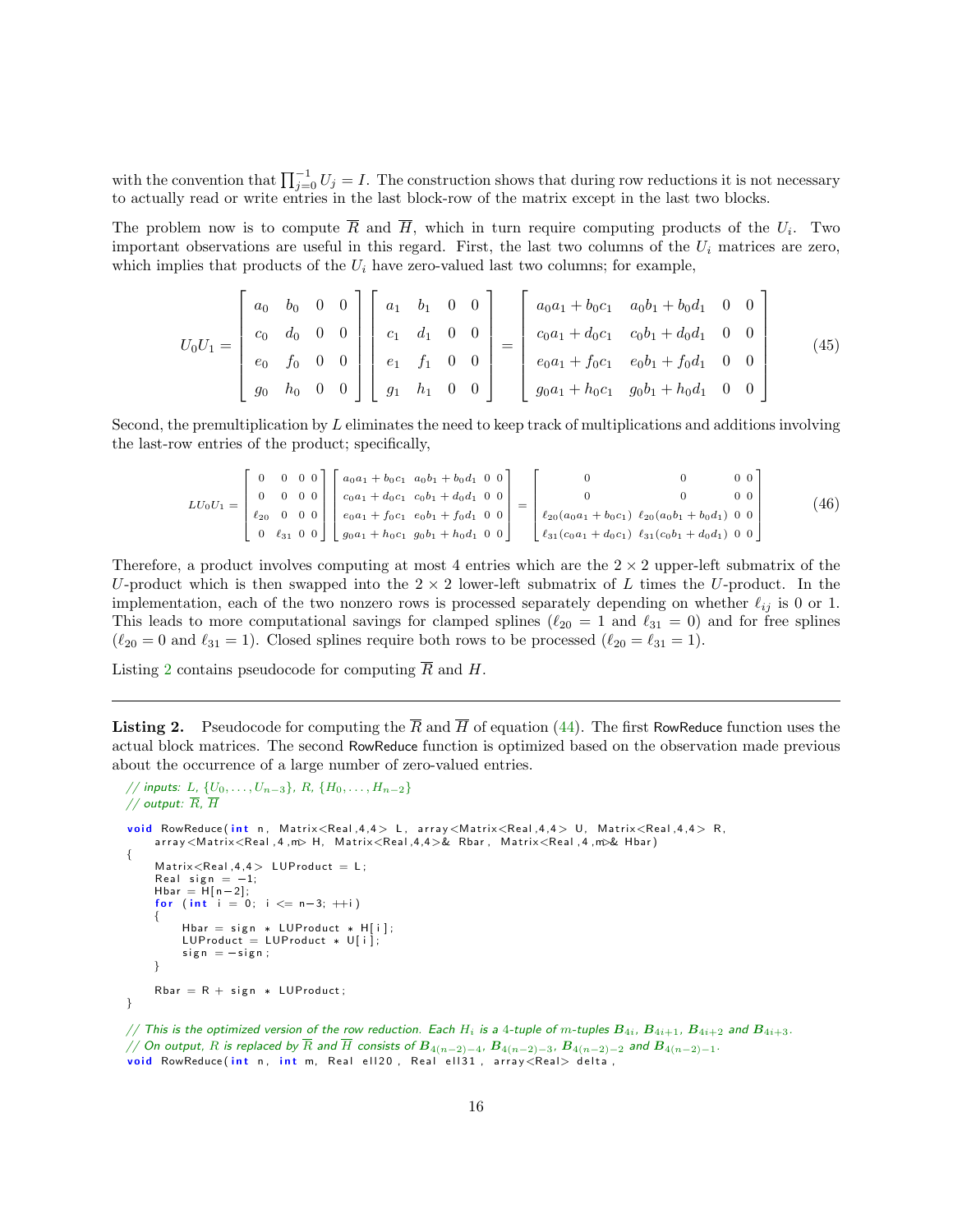with the convention that $\prod_{j=0}^{-1} U_j = I$. The construction shows that during row reductions it is not necessary to actually read or write entries in the last block-row of the matrix except in the last two blocks.

The problem now is to compute $\overline{R}$ and $\overline{H}$, which in turn require computing products of the $U_i$. Two important observations are useful in this regard. First, the last two columns of the $U_i$ matrices are zero, which implies that products of the $U_i$ have zero-valued last two columns; for example,

$$U_0 U_1 = \begin{bmatrix} a_0 & b_0 & 0 & 0 \\ c_0 & d_0 & 0 & 0 \\ e_0 & f_0 & 0 & 0 \\ g_0 & h_0 & 0 & 0 \end{bmatrix} \begin{bmatrix} a_1 & b_1 & 0 & 0 \\ c_1 & d_1 & 0 & 0 \\ e_1 & f_1 & 0 & 0 \\ g_1 & h_1 & 0 & 0 \end{bmatrix} = \begin{bmatrix} a_0a_1 + b_0c_1 & a_0b_1 + b_0d_1 & 0 & 0 \\ c_0a_1 + d_0c_1 & c_0b_1 + d_0d_1 & 0 & 0 \\ e_0a_1 + f_0c_1 & e_0b_1 + f_0d_1 & 0 & 0 \\ g_0a_1 + h_0c_1 & g_0b_1 + h_0d_1 & 0 & 0 \end{bmatrix} \tag{45}$$

Second, the premultiplication by $L$ eliminates the need to keep track of multiplications and additions involving the last-row entries of the product; specifically,

$$LU_0U_1 = \begin{bmatrix} 0 & 0 & 0 & 0 \\ 0 & 0 & 0 & 0 \\ \ell_{20} & 0 & 0 & 0 \\ 0 & \ell_{31} & 0 & 0 \end{bmatrix} \begin{bmatrix} a_0a_1 + b_0c_1 & a_0b_1 + b_0d_1 & 0 & 0 \\ c_0a_1 + d_0c_1 & c_0b_1 + d_0d_1 & 0 & 0 \\ e_0a_1 + f_0c_1 & e_0b_1 + f_0d_1 & 0 & 0 \\ g_0a_1 + h_0c_1 & g_0b_1 + h_0d_1 & 0 & 0 \end{bmatrix} = \begin{bmatrix} 0 & 0 & 0 & 0 \\ 0 & 0 & 0 & 0 \\ \ell_{20}(a_0a_1 + b_0c_1) & \ell_{20}(a_0b_1 + b_0d_1) & 0 & 0 \\ \ell_{31}(c_0a_1 + d_0c_1) & \ell_{31}(c_0b_1 + d_0d_1) & 0 & 0 \end{bmatrix} \tag{46}$$

Therefore, a product involves computing at most 4 entries which are the $2 \times 2$ upper-left submatrix of the $U$-product which is then swapped into the $2 \times 2$ lower-left submatrix of $L$ times the $U$-product. In the implementation, each of the two nonzero rows is processed separately depending on whether $\ell_{ij}$ is 0 or 1. This leads to more computational savings for clamped splines ($\ell_{20} = 1$ and $\ell_{31} = 0$) and for free splines ($\ell_{20} = 0$ and $\ell_{31} = 1$). Closed splines require both rows to be processed ($\ell_{20} = \ell_{31} = 1$).

Listing 2 contains pseudocode for computing $\overline{R}$ and $H$.

---

**Listing 2.** Pseudocode for computing the $\overline{R}$ and $\overline{H}$ of equation (44). The first RowReduce function uses the actual block matrices. The second RowReduce function is optimized based on the observation made previous about the occurrence of a large number of zero-valued entries.

```
// inputs: L, {U_0, ..., U_{n-3}}, R, {H_0, ..., H_{n-2}}
// output: Rbar, Hbar

void RowReduce(int n, Matrix<Real,4,4> L, array<Matrix<Real,4,4> U, Matrix<Real,4,4> R,
    array<Matrix<Real,4,m> H, Matrix<Real,4,4>& Rbar, Matrix<Real,4,m>& Hbar)
{
    Matrix<Real,4,4> LUProduct = L;
    Real sign = -1;
    Hbar = H[n-2];
    for (int i = 0; i <= n-3; ++i)
    {
        Hbar = sign * LUProduct * H[i];
        LUProduct = LUProduct * U[i];
        sign = -sign;
    }

    Rbar = R + sign * LUProduct;
}

// This is the optimized version of the row reduction. Each H_i is a 4-tuple of m-tuples B_{4i}, B_{4i+1}, B_{4i+2} and B_{4i+3}.
// On output, R is replaced by Rbar and Hbar consists of B_{4(n-2)-4}, B_{4(n-2)-3}, B_{4(n-2)-2} and B_{4(n-2)-1}.
void RowReduce(int n, int m, Real ell20, Real ell31, array<Real> delta,
```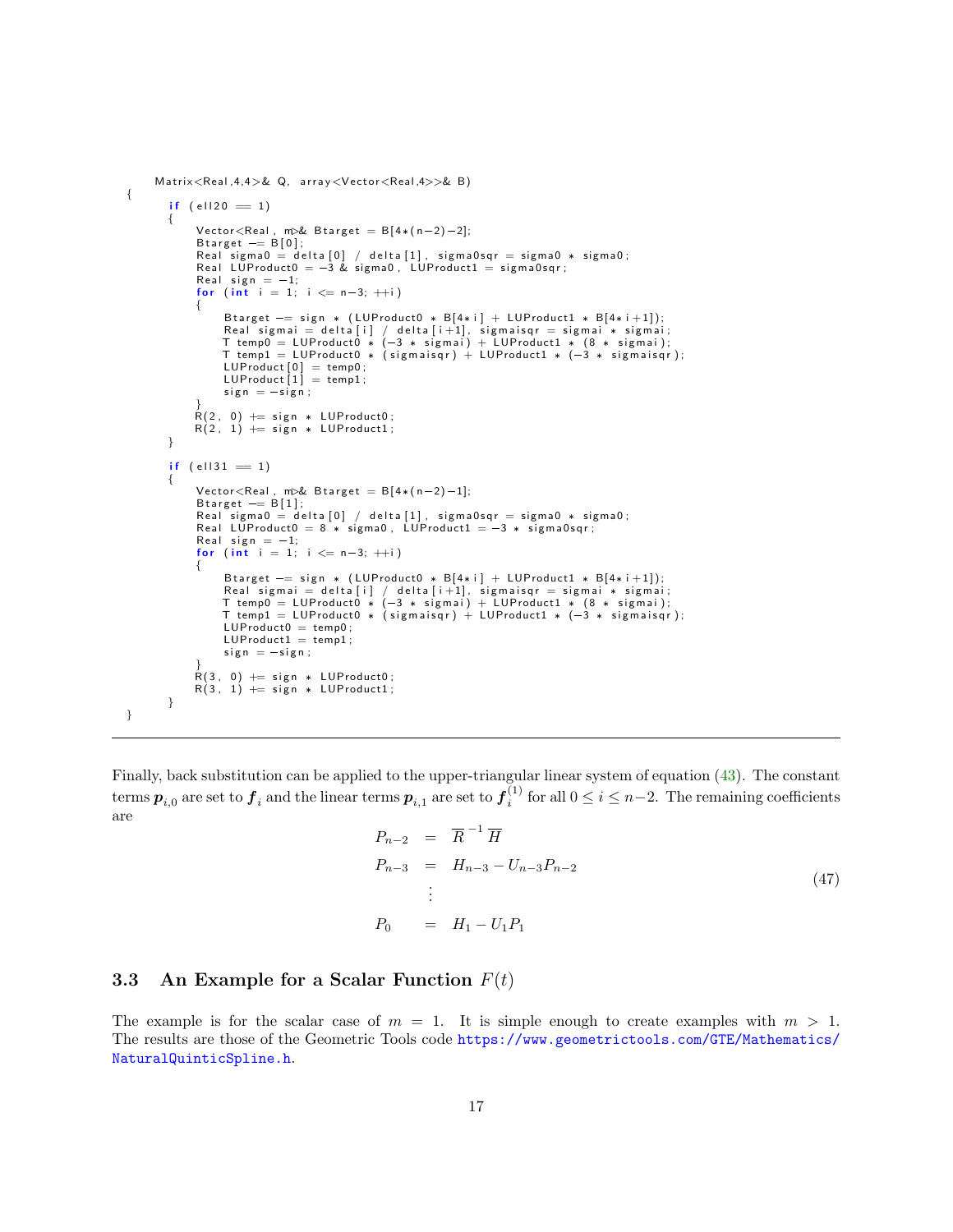```
    Matrix<Real,4,4>& Q, array<Vector<Real,4>>& B)
{
    if (ell20 == 1)
    {
        Vector<Real, m>& Btarget = B[4*(n-2)-2];
        Btarget -= B[0];
        Real sigma0 = delta[0] / delta[1], sigma0sqr = sigma0 * sigma0;
        Real LUProduct0 = -3 & sigma0, LUProduct1 = sigma0sqr;
        Real sign = -1;
        for (int i = 1; i <= n-3; ++i)
        {
            Btarget -= sign * (LUProduct0 * B[4*i] + LUProduct1 * B[4*i+1]);
            Real sigmai = delta[i] / delta[i+1], sigmaisqr = sigmai * sigmai;
            T temp0 = LUProduct0 * (-3 * sigmai) + LUProduct1 * (8 * sigmai);
            T temp1 = LUProduct0 * (sigmaisqr) + LUProduct1 * (-3 * sigmaisqr);
            LUProduct[0] = temp0;
            LUProduct[1] = temp1;
            sign = -sign;
        }
        R(2, 0) += sign * LUProduct0;
        R(2, 1) += sign * LUProduct1;
    }

    if (ell31 == 1)
    {
        Vector<Real, m>& Btarget = B[4*(n-2)-1];
        Btarget -= B[1];
        Real sigma0 = delta[0] / delta[1], sigma0sqr = sigma0 * sigma0;
        Real LUProduct0 = 8 * sigma0, LUProduct1 = -3 * sigma0sqr;
        Real sign = -1;
        for (int i = 1; i <= n-3; ++i)
        {
            Btarget -= sign * (LUProduct0 * B[4*i] + LUProduct1 * B[4*i+1]);
            Real sigmai = delta[i] / delta[i+1], sigmaisqr = sigmai * sigmai;
            T temp0 = LUProduct0 * (-3 * sigmai) + LUProduct1 * (8 * sigmai);
            T temp1 = LUProduct0 * (sigmaisqr) + LUProduct1 * (-3 * sigmaisqr);
            LUProduct0 = temp0;
            LUProduct1 = temp1;
            sign = -sign;
        }
        R(3, 0) += sign * LUProduct0;
        R(3, 1) += sign * LUProduct1;
    }
}
```

---

Finally, back substitution can be applied to the upper-triangular linear system of equation (43). The constant terms $\boldsymbol{p}_{i,0}$ are set to $\boldsymbol{f}_i$ and the linear terms $\boldsymbol{p}_{i,1}$ are set to $\boldsymbol{f}_i^{(1)}$ for all $0 \le i \le n-2$. The remaining coefficients are

$$
\begin{array}{rcl}
P_{n-2} & = & \overline{R}^{-1}\,\overline{H} \\
P_{n-3} & = & H_{n-3} - U_{n-3}P_{n-2} \\
 & \vdots & \\
P_0 & = & H_1 - U_1 P_1
\end{array}
\tag{47}
$$

### 3.3 An Example for a Scalar Function $F(t)$

The example is for the scalar case of $m = 1$. It is simple enough to create examples with $m > 1$. The results are those of the Geometric Tools code https://www.geometrictools.com/GTE/Mathematics/NaturalQuinticSpline.h.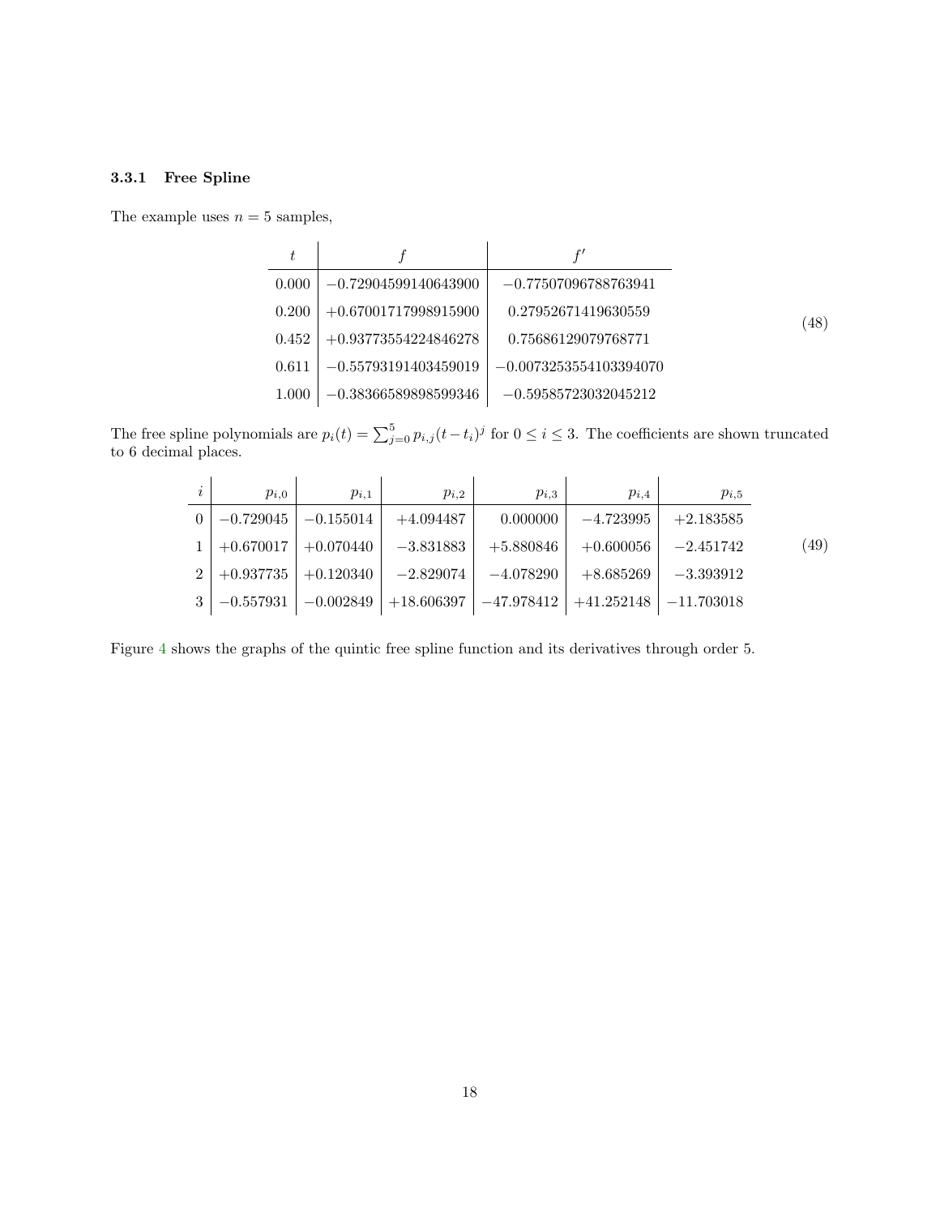### 3.3.1 Free Spline

The example uses $n = 5$ samples,

$$
\begin{array}{c|c|c}
t & f & f' \\
\hline
0.000 & -0.72904599140643900 & -0.77507096788763941 \\
0.200 & +0.67001717998915900 & 0.27952671419630559 \\
0.452 & +0.93773554224846278 & 0.75686129079768771 \\
0.611 & -0.55793191403459019 & -0.0073253554103394070 \\
1.000 & -0.38366589898599346 & -0.59585723032045212
\end{array}
\tag{48}
$$

The free spline polynomials are $p_i(t) = \sum_{j=0}^{5} p_{i,j}(t-t_i)^j$ for $0 \le i \le 3$. The coefficients are shown truncated to 6 decimal places.

$$
\begin{array}{c|c|c|c|c|c|c}
i & p_{i,0} & p_{i,1} & p_{i,2} & p_{i,3} & p_{i,4} & p_{i,5} \\
\hline
0 & -0.729045 & -0.155014 & +4.094487 & 0.000000 & -4.723995 & +2.183585 \\
1 & +0.670017 & +0.070440 & -3.831883 & +5.880846 & +0.600056 & -2.451742 \\
2 & +0.937735 & +0.120340 & -2.829074 & -4.078290 & +8.685269 & -3.393912 \\
3 & -0.557931 & -0.002849 & +18.606397 & -47.978412 & +41.252148 & -11.703018
\end{array}
\tag{49}
$$

Figure 4 shows the graphs of the quintic free spline function and its derivatives through order 5.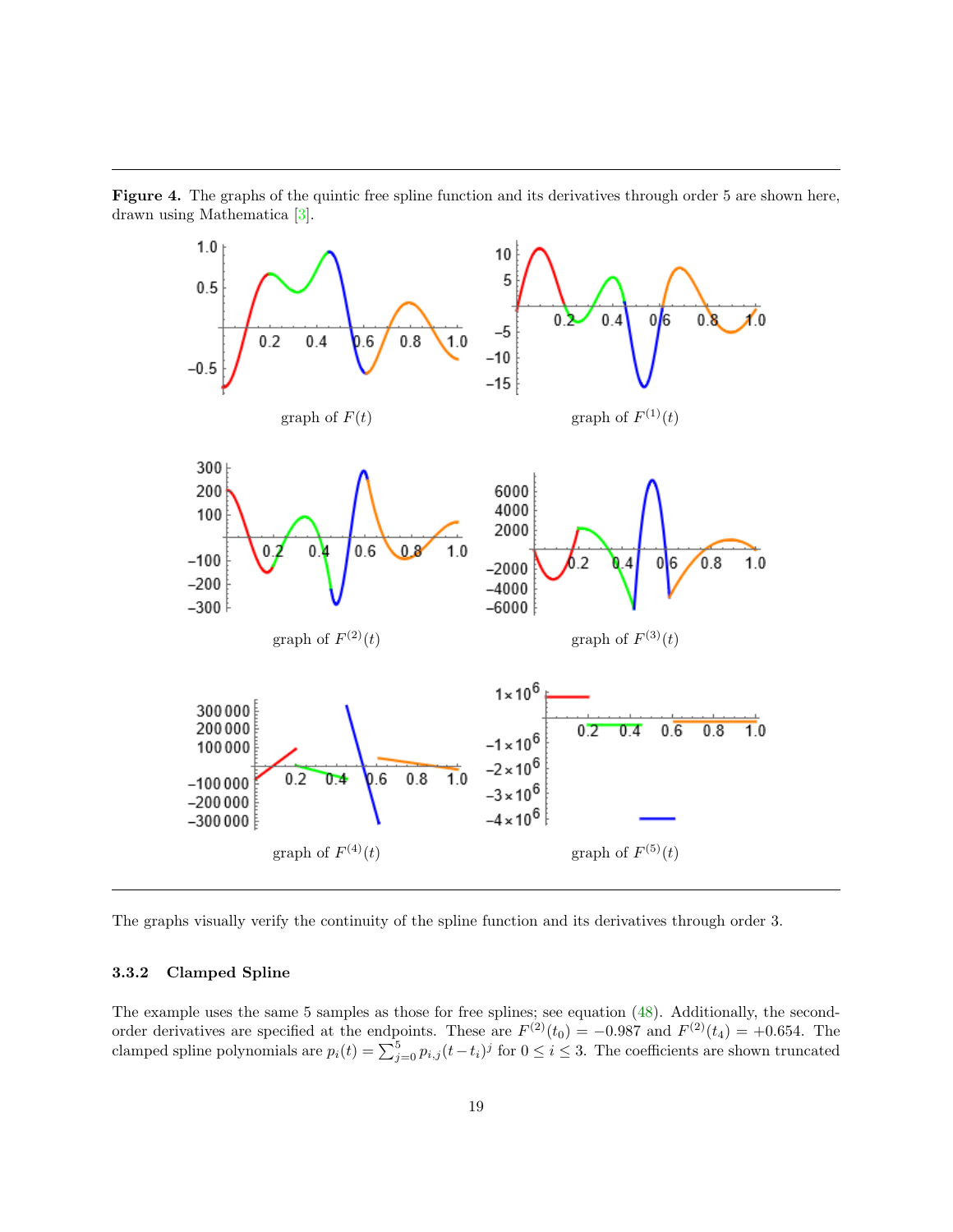**Figure 4.** The graphs of the quintic free spline function and its derivatives through order 5 are shown here, drawn using Mathematica [3].

graph of $F(t)$

graph of $F^{(1)}(t)$

graph of $F^{(2)}(t)$

graph of $F^{(3)}(t)$

graph of $F^{(4)}(t)$

graph of $F^{(5)}(t)$

The graphs visually verify the continuity of the spline function and its derivatives through order 3.

### 3.3.2 Clamped Spline

The example uses the same 5 samples as those for free splines; see equation (48). Additionally, the second-order derivatives are specified at the endpoints. These are $F^{(2)}(t_0) = -0.987$ and $F^{(2)}(t_4) = +0.654$. The clamped spline polynomials are $p_i(t) = \sum_{j=0}^{5} p_{i,j}(t - t_i)^j$ for $0 \le i \le 3$. The coefficients are shown truncated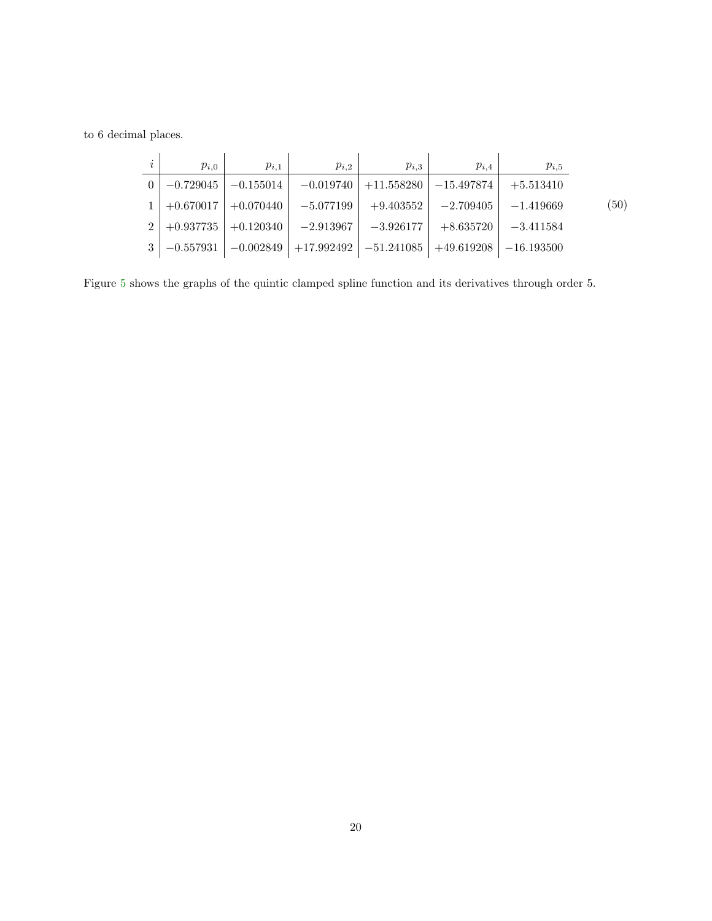to 6 decimal places.

| $i$ | $p_{i,0}$ | $p_{i,1}$ | $p_{i,2}$ | $p_{i,3}$ | $p_{i,4}$ | $p_{i,5}$ |
|---|---|---|---|---|---|---|
| 0 | $-0.729045$ | $-0.155014$ | $-0.019740$ | $+11.558280$ | $-15.497874$ | $+5.513410$ |
| 1 | $+0.670017$ | $+0.070440$ | $-5.077199$ | $+9.403552$ | $-2.709405$ | $-1.419669$ |
| 2 | $+0.937735$ | $+0.120340$ | $-2.913967$ | $-3.926177$ | $+8.635720$ | $-3.411584$ |
| 3 | $-0.557931$ | $-0.002849$ | $+17.992492$ | $-51.241085$ | $+49.619208$ | $-16.193500$ |

(50)

Figure 5 shows the graphs of the quintic clamped spline function and its derivatives through order 5.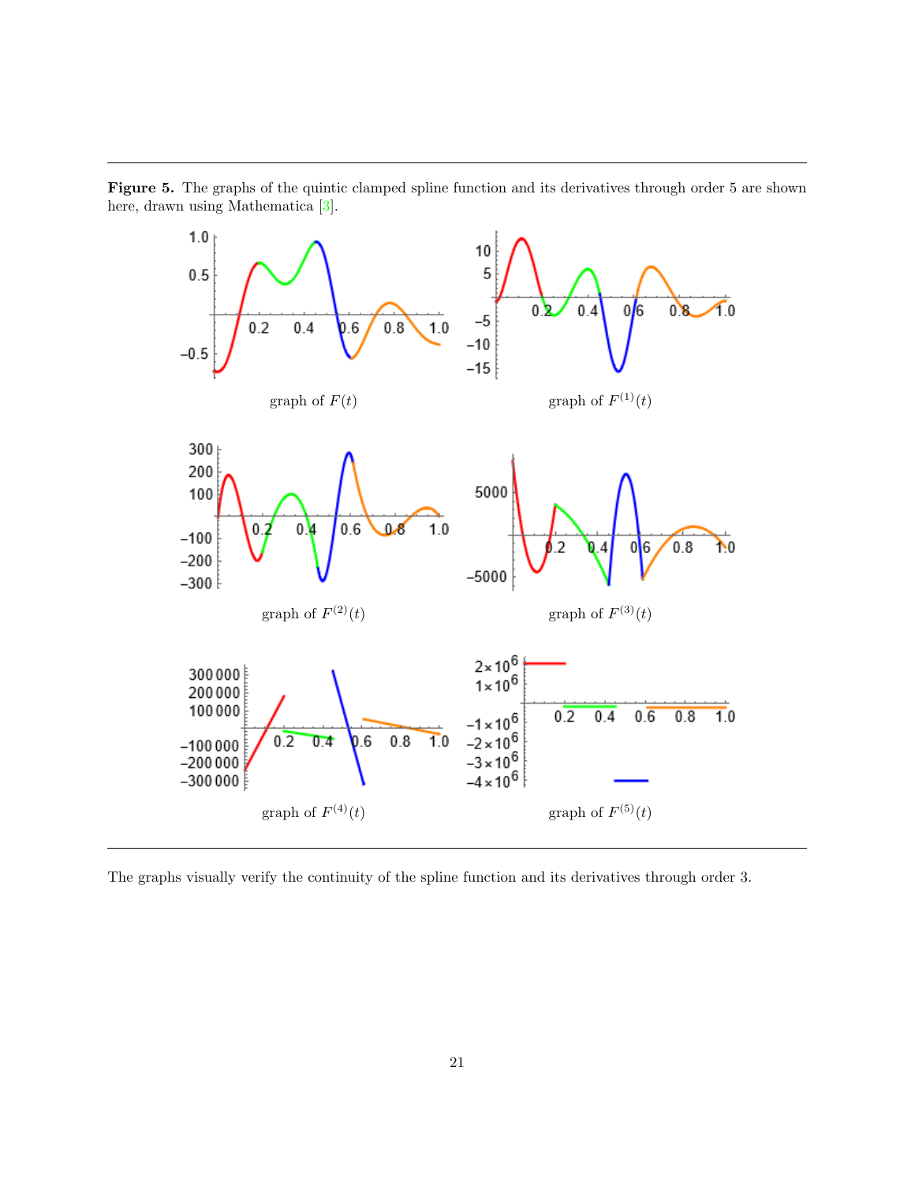**Figure 5.** The graphs of the quintic clamped spline function and its derivatives through order 5 are shown here, drawn using Mathematica [3].

graph of $F(t)$

graph of $F^{(1)}(t)$

graph of $F^{(2)}(t)$

graph of $F^{(3)}(t)$

graph of $F^{(4)}(t)$

graph of $F^{(5)}(t)$

The graphs visually verify the continuity of the spline function and its derivatives through order 3.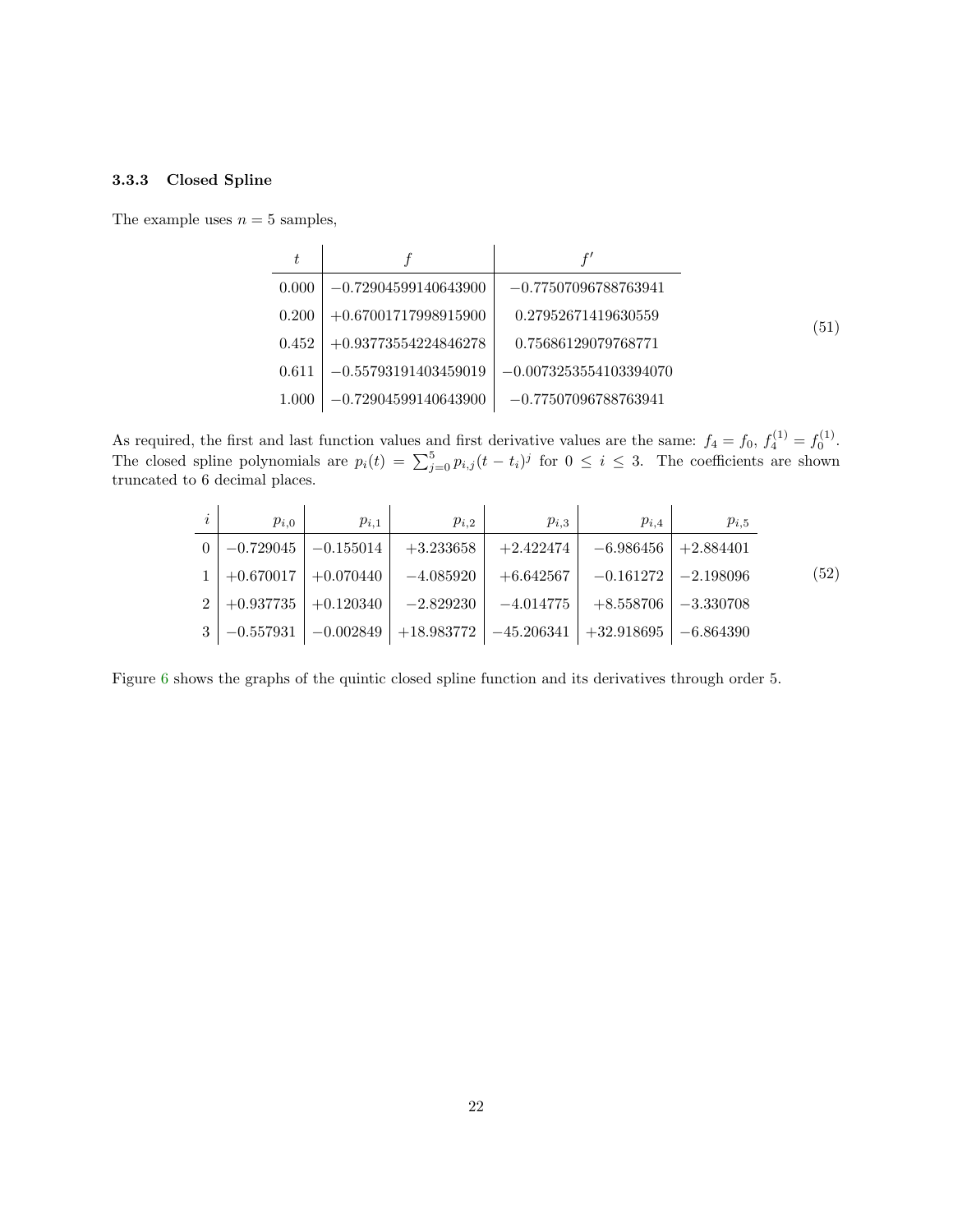### 3.3.3 Closed Spline

The example uses $n = 5$ samples,

| $t$ | $f$ | $f'$ |
|---|---|---|
| 0.000 | $-0.72904599140643900$ | $-0.77507096788763941$ |
| 0.200 | $+0.67001717998915900$ | 0.27952671419630559 |
| 0.452 | $+0.93773554224846278$ | 0.75686129079768771 |
| 0.611 | $-0.55793191403459019$ | $-0.0073253554103394070$ |
| 1.000 | $-0.72904599140643900$ | $-0.77507096788763941$ |

(51)

As required, the first and last function values and first derivative values are the same: $f_4 = f_0$, $f_4^{(1)} = f_0^{(1)}$. The closed spline polynomials are $p_i(t) = \sum_{j=0}^{5} p_{i,j}(t - t_i)^j$ for $0 \leq i \leq 3$. The coefficients are shown truncated to 6 decimal places.

| $i$ | $p_{i,0}$ | $p_{i,1}$ | $p_{i,2}$ | $p_{i,3}$ | $p_{i,4}$ | $p_{i,5}$ |
|---|---|---|---|---|---|---|
| 0 | $-0.729045$ | $-0.155014$ | $+3.233658$ | $+2.422474$ | $-6.986456$ | $+2.884401$ |
| 1 | $+0.670017$ | $+0.070440$ | $-4.085920$ | $+6.642567$ | $-0.161272$ | $-2.198096$ |
| 2 | $+0.937735$ | $+0.120340$ | $-2.829230$ | $-4.014775$ | $+8.558706$ | $-3.330708$ |
| 3 | $-0.557931$ | $-0.002849$ | $+18.983772$ | $-45.206341$ | $+32.918695$ | $-6.864390$ |

(52)

Figure 6 shows the graphs of the quintic closed spline function and its derivatives through order 5.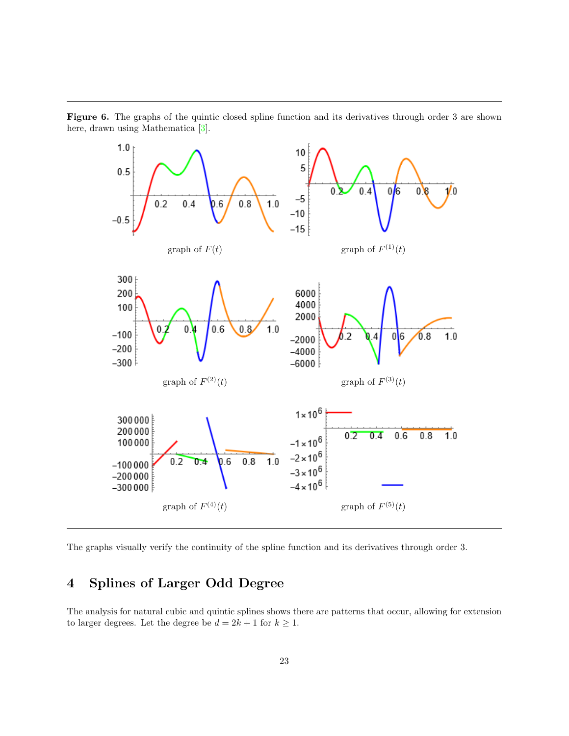**Figure 6.** The graphs of the quintic closed spline function and its derivatives through order 3 are shown here, drawn using Mathematica [3].

graph of $F(t)$

graph of $F^{(1)}(t)$

graph of $F^{(2)}(t)$

graph of $F^{(3)}(t)$

graph of $F^{(4)}(t)$

graph of $F^{(5)}(t)$

The graphs visually verify the continuity of the spline function and its derivatives through order 3.

## 4 Splines of Larger Odd Degree

The analysis for natural cubic and quintic splines shows there are patterns that occur, allowing for extension to larger degrees. Let the degree be $d = 2k + 1$ for $k \geq 1$.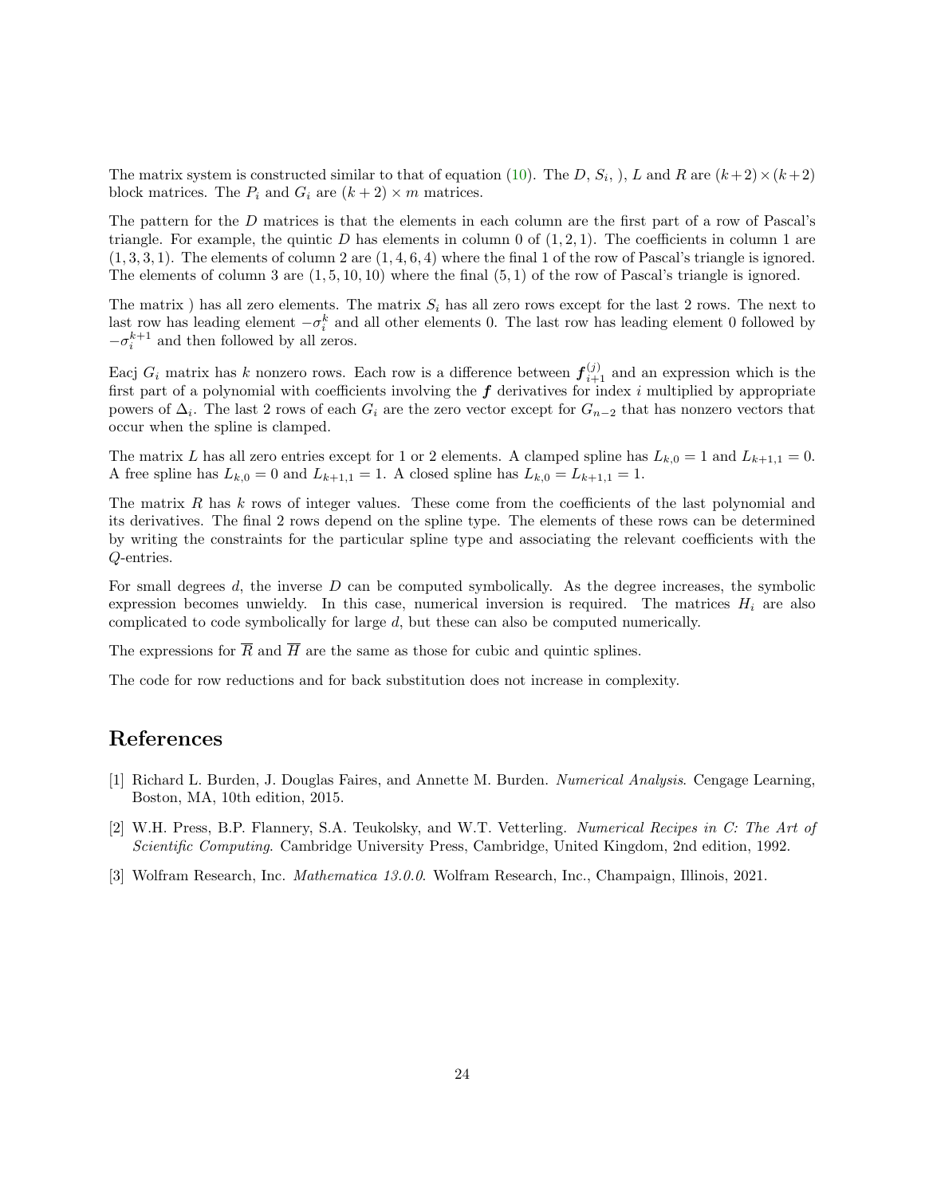The matrix system is constructed similar to that of equation (10). The $D$, $S_i$, ), $L$ and $R$ are $(k+2)\times(k+2)$ block matrices. The $P_i$ and $G_i$ are $(k+2)\times m$ matrices.

The pattern for the $D$ matrices is that the elements in each column are the first part of a row of Pascal's triangle. For example, the quintic $D$ has elements in column 0 of $(1, 2, 1)$. The coefficients in column 1 are $(1, 3, 3, 1)$. The elements of column 2 are $(1, 4, 6, 4)$ where the final 1 of the row of Pascal's triangle is ignored. The elements of column 3 are $(1, 5, 10, 10)$ where the final $(5, 1)$ of the row of Pascal's triangle is ignored.

The matrix ) has all zero elements. The matrix $S_i$ has all zero rows except for the last 2 rows. The next to last row has leading element $-\sigma_i^k$ and all other elements 0. The last row has leading element 0 followed by $-\sigma_i^{k+1}$ and then followed by all zeros.

Eacj $G_i$ matrix has $k$ nonzero rows. Each row is a difference between $\boldsymbol{f}_{i+1}^{(j)}$ and an expression which is the first part of a polynomial with coefficients involving the $\boldsymbol{f}$ derivatives for index $i$ multiplied by appropriate powers of $\Delta_i$. The last 2 rows of each $G_i$ are the zero vector except for $G_{n-2}$ that has nonzero vectors that occur when the spline is clamped.

The matrix $L$ has all zero entries except for 1 or 2 elements. A clamped spline has $L_{k,0} = 1$ and $L_{k+1,1} = 0$. A free spline has $L_{k,0} = 0$ and $L_{k+1,1} = 1$. A closed spline has $L_{k,0} = L_{k+1,1} = 1$.

The matrix $R$ has $k$ rows of integer values. These come from the coefficients of the last polynomial and its derivatives. The final 2 rows depend on the spline type. The elements of these rows can be determined by writing the constraints for the particular spline type and associating the relevant coefficients with the $Q$-entries.

For small degrees $d$, the inverse $D$ can be computed symbolically. As the degree increases, the symbolic expression becomes unwieldy. In this case, numerical inversion is required. The matrices $H_i$ are also complicated to code symbolically for large $d$, but these can also be computed numerically.

The expressions for $\overline{R}$ and $\overline{H}$ are the same as those for cubic and quintic splines.

The code for row reductions and for back substitution does not increase in complexity.

# References

[1] Richard L. Burden, J. Douglas Faires, and Annette M. Burden. *Numerical Analysis*. Cengage Learning, Boston, MA, 10th edition, 2015.

[2] W.H. Press, B.P. Flannery, S.A. Teukolsky, and W.T. Vetterling. *Numerical Recipes in C: The Art of Scientific Computing*. Cambridge University Press, Cambridge, United Kingdom, 2nd edition, 1992.

[3] Wolfram Research, Inc. *Mathematica 13.0.0*. Wolfram Research, Inc., Champaign, Illinois, 2021.